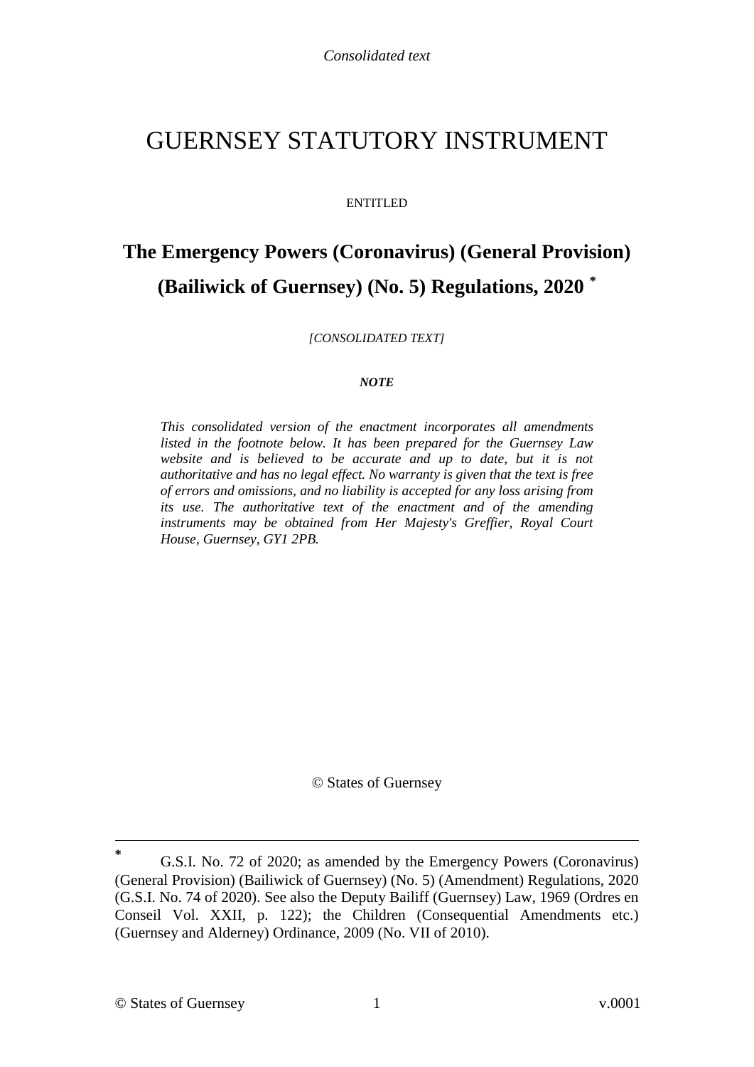*Consolidated text*

# GUERNSEY STATUTORY INSTRUMENT

ENTITLED

## The Emergency Powers (Coronavirus) (General Provision) (Bailiwick of Guernsey) (No. 5) Regulations, 2020 *

*[CONSOLIDATED TEXT]*

***NOTE***

*This consolidated version of the enactment incorporates all amendments listed in the footnote below. It has been prepared for the Guernsey Law website and is believed to be accurate and up to date, but it is not authoritative and has no legal effect. No warranty is given that the text is free of errors and omissions, and no liability is accepted for any loss arising from its use. The authoritative text of the enactment and of the amending instruments may be obtained from Her Majesty's Greffier, Royal Court House, Guernsey, GY1 2PB.*

© States of Guernsey

---

\* G.S.I. No. 72 of 2020; as amended by the Emergency Powers (Coronavirus) (General Provision) (Bailiwick of Guernsey) (No. 5) (Amendment) Regulations, 2020 (G.S.I. No. 74 of 2020). See also the Deputy Bailiff (Guernsey) Law, 1969 (Ordres en Conseil Vol. XXII, p. 122); the Children (Consequential Amendments etc.) (Guernsey and Alderney) Ordinance, 2009 (No. VII of 2010).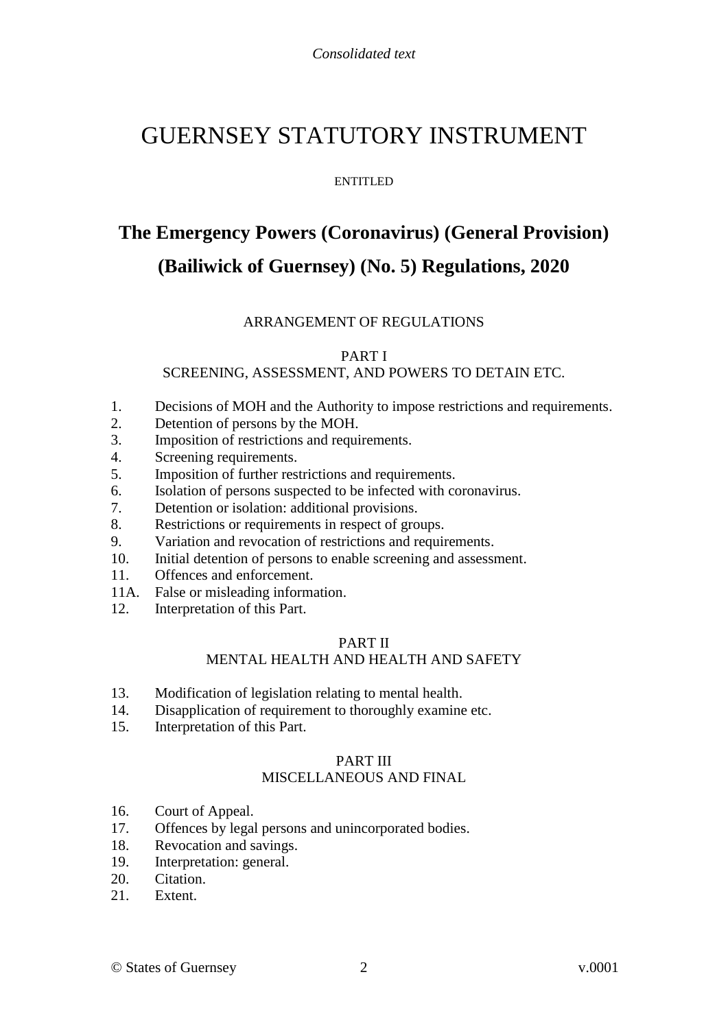*Consolidated text*

# GUERNSEY STATUTORY INSTRUMENT

ENTITLED

## The Emergency Powers (Coronavirus) (General Provision) (Bailiwick of Guernsey) (No. 5) Regulations, 2020

ARRANGEMENT OF REGULATIONS

PART I
SCREENING, ASSESSMENT, AND POWERS TO DETAIN ETC.

1. Decisions of MOH and the Authority to impose restrictions and requirements.
2. Detention of persons by the MOH.
3. Imposition of restrictions and requirements.
4. Screening requirements.
5. Imposition of further restrictions and requirements.
6. Isolation of persons suspected to be infected with coronavirus.
7. Detention or isolation: additional provisions.
8. Restrictions or requirements in respect of groups.
9. Variation and revocation of restrictions and requirements.
10. Initial detention of persons to enable screening and assessment.
11. Offences and enforcement.

11A. False or misleading information.

12. Interpretation of this Part.

PART II
MENTAL HEALTH AND HEALTH AND SAFETY

13. Modification of legislation relating to mental health.
14. Disapplication of requirement to thoroughly examine etc.
15. Interpretation of this Part.

PART III
MISCELLANEOUS AND FINAL

16. Court of Appeal.
17. Offences by legal persons and unincorporated bodies.
18. Revocation and savings.
19. Interpretation: general.
20. Citation.
21. Extent.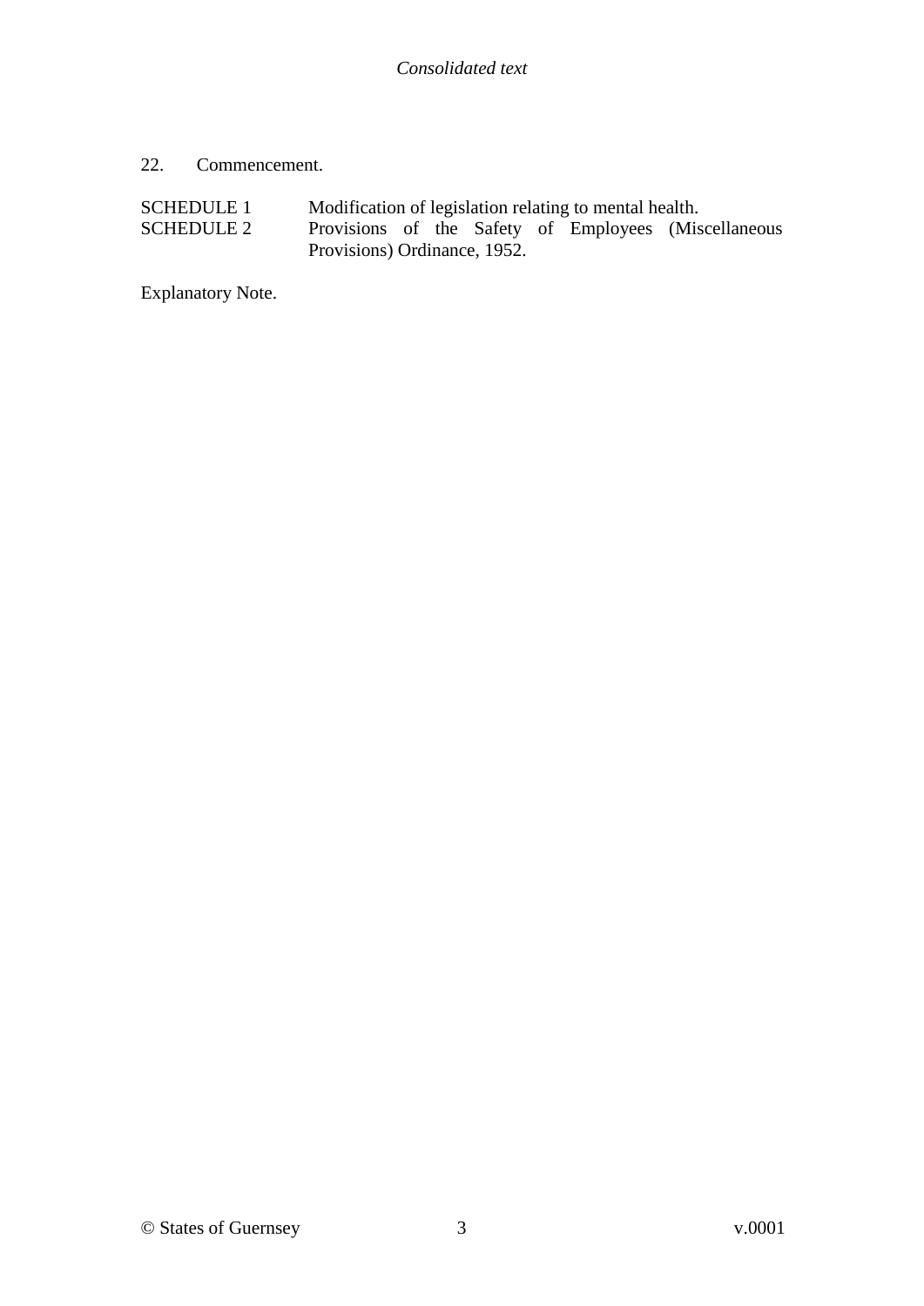22. Commencement.

| | |
|---|---|
| SCHEDULE 1 | Modification of legislation relating to mental health. |
| SCHEDULE 2 | Provisions of the Safety of Employees (Miscellaneous Provisions) Ordinance, 1952. |

Explanatory Note.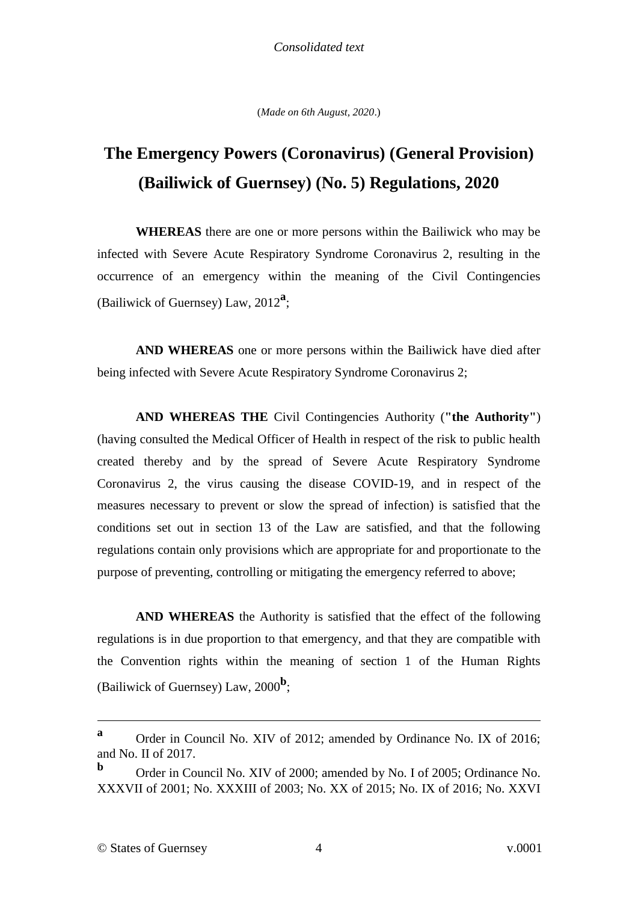*Consolidated text*

(*Made on 6th August, 2020*.)

# The Emergency Powers (Coronavirus) (General Provision) (Bailiwick of Guernsey) (No. 5) Regulations, 2020

**WHEREAS** there are one or more persons within the Bailiwick who may be infected with Severe Acute Respiratory Syndrome Coronavirus 2, resulting in the occurrence of an emergency within the meaning of the Civil Contingencies (Bailiwick of Guernsey) Law, 2012[a];

**AND WHEREAS** one or more persons within the Bailiwick have died after being infected with Severe Acute Respiratory Syndrome Coronavirus 2;

**AND WHEREAS THE** Civil Contingencies Authority (**"the Authority"**) (having consulted the Medical Officer of Health in respect of the risk to public health created thereby and by the spread of Severe Acute Respiratory Syndrome Coronavirus 2, the virus causing the disease COVID-19, and in respect of the measures necessary to prevent or slow the spread of infection) is satisfied that the conditions set out in section 13 of the Law are satisfied, and that the following regulations contain only provisions which are appropriate for and proportionate to the purpose of preventing, controlling or mitigating the emergency referred to above;

**AND WHEREAS** the Authority is satisfied that the effect of the following regulations is in due proportion to that emergency, and that they are compatible with the Convention rights within the meaning of section 1 of the Human Rights (Bailiwick of Guernsey) Law, 2000[b];

---

**a** Order in Council No. XIV of 2012; amended by Ordinance No. IX of 2016; and No. II of 2017.

**b** Order in Council No. XIV of 2000; amended by No. I of 2005; Ordinance No. XXXVII of 2001; No. XXXIII of 2003; No. XX of 2015; No. IX of 2016; No. XXVI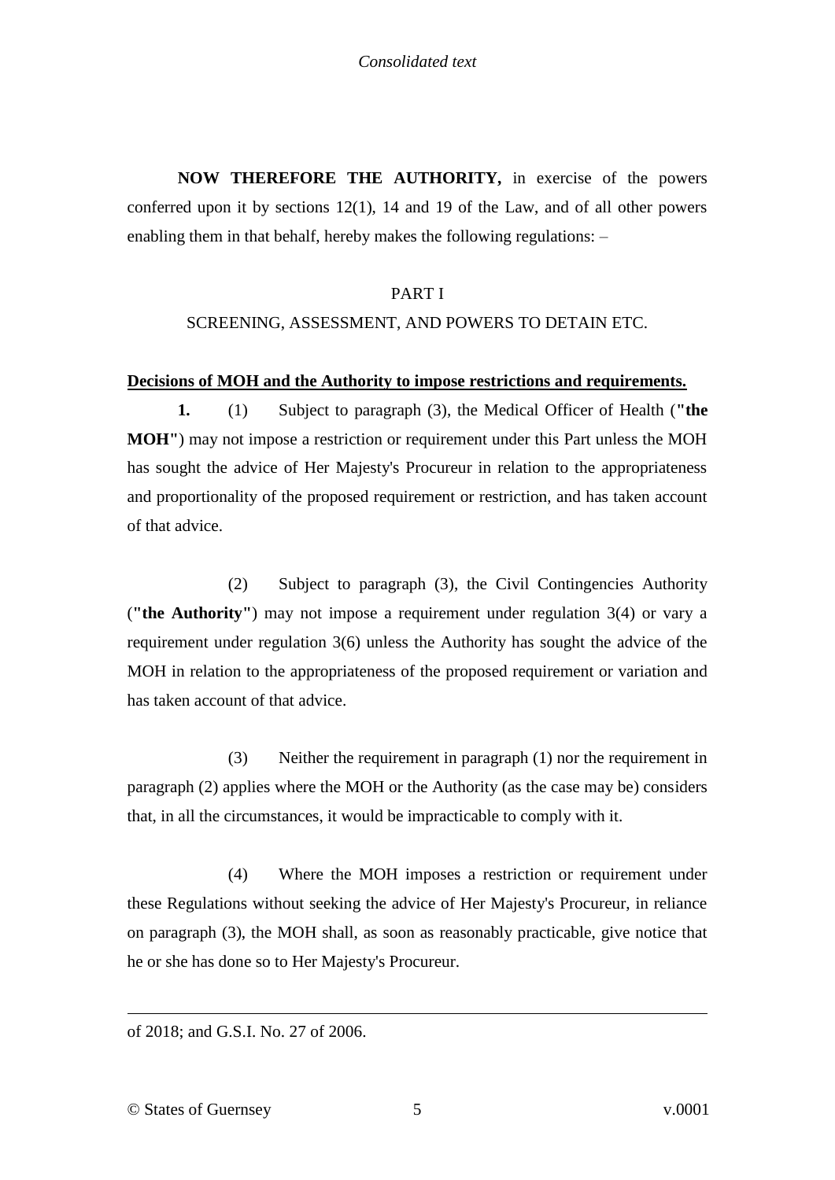**NOW THEREFORE THE AUTHORITY,** in exercise of the powers conferred upon it by sections 12(1), 14 and 19 of the Law, and of all other powers enabling them in that behalf, hereby makes the following regulations: –

PART I

SCREENING, ASSESSMENT, AND POWERS TO DETAIN ETC.

**Decisions of MOH and the Authority to impose restrictions and requirements.**

**1.** (1) Subject to paragraph (3), the Medical Officer of Health (**"the MOH"**) may not impose a restriction or requirement under this Part unless the MOH has sought the advice of Her Majesty's Procureur in relation to the appropriateness and proportionality of the proposed requirement or restriction, and has taken account of that advice.

(2) Subject to paragraph (3), the Civil Contingencies Authority (**"the Authority"**) may not impose a requirement under regulation 3(4) or vary a requirement under regulation 3(6) unless the Authority has sought the advice of the MOH in relation to the appropriateness of the proposed requirement or variation and has taken account of that advice.

(3) Neither the requirement in paragraph (1) nor the requirement in paragraph (2) applies where the MOH or the Authority (as the case may be) considers that, in all the circumstances, it would be impracticable to comply with it.

(4) Where the MOH imposes a restriction or requirement under these Regulations without seeking the advice of Her Majesty's Procureur, in reliance on paragraph (3), the MOH shall, as soon as reasonably practicable, give notice that he or she has done so to Her Majesty's Procureur.

---

of 2018; and G.S.I. No. 27 of 2006.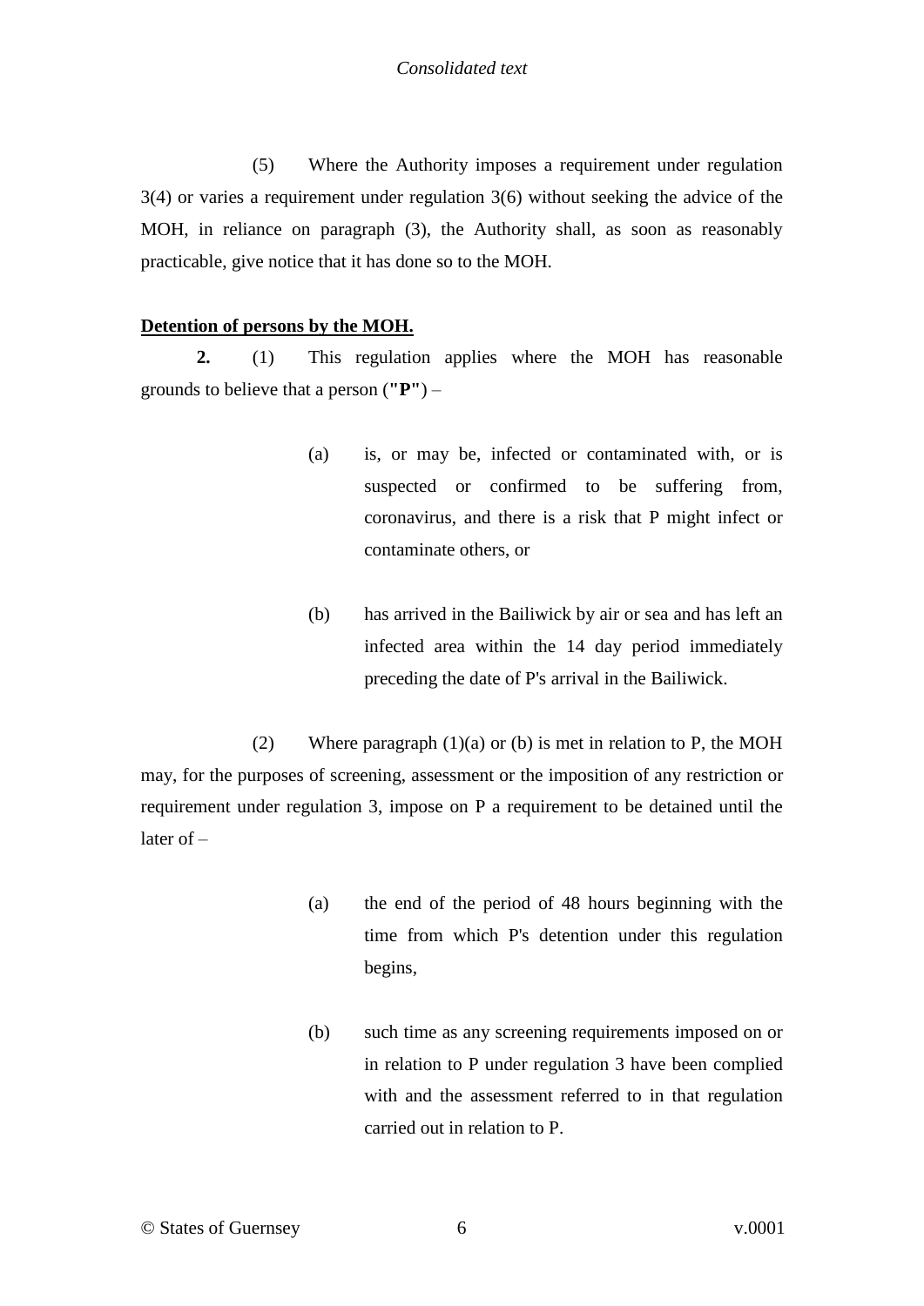(5) Where the Authority imposes a requirement under regulation 3(4) or varies a requirement under regulation 3(6) without seeking the advice of the MOH, in reliance on paragraph (3), the Authority shall, as soon as reasonably practicable, give notice that it has done so to the MOH.

**Detention of persons by the MOH.**

**2.** (1) This regulation applies where the MOH has reasonable grounds to believe that a person (**"P"**) –

(a) is, or may be, infected or contaminated with, or is suspected or confirmed to be suffering from, coronavirus, and there is a risk that P might infect or contaminate others, or

(b) has arrived in the Bailiwick by air or sea and has left an infected area within the 14 day period immediately preceding the date of P's arrival in the Bailiwick.

(2) Where paragraph (1)(a) or (b) is met in relation to P, the MOH may, for the purposes of screening, assessment or the imposition of any restriction or requirement under regulation 3, impose on P a requirement to be detained until the later of –

(a) the end of the period of 48 hours beginning with the time from which P's detention under this regulation begins,

(b) such time as any screening requirements imposed on or in relation to P under regulation 3 have been complied with and the assessment referred to in that regulation carried out in relation to P.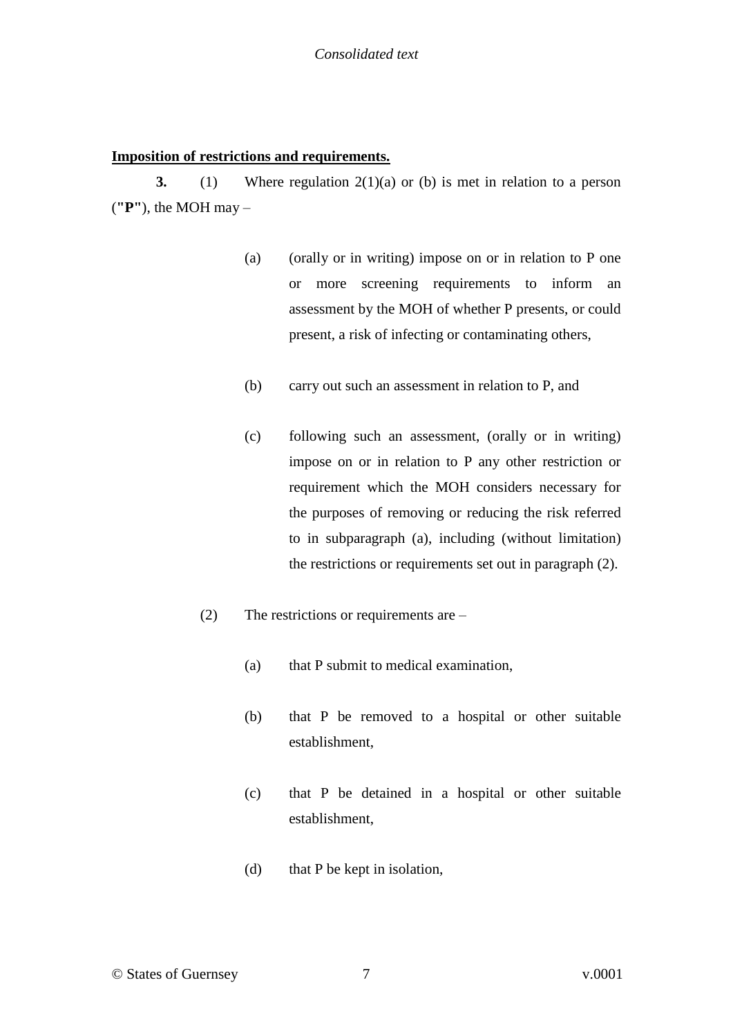**Imposition of restrictions and requirements.**

**3.** (1) Where regulation 2(1)(a) or (b) is met in relation to a person (**"P"**), the MOH may –

(a) (orally or in writing) impose on or in relation to P one or more screening requirements to inform an assessment by the MOH of whether P presents, or could present, a risk of infecting or contaminating others,

(b) carry out such an assessment in relation to P, and

(c) following such an assessment, (orally or in writing) impose on or in relation to P any other restriction or requirement which the MOH considers necessary for the purposes of removing or reducing the risk referred to in subparagraph (a), including (without limitation) the restrictions or requirements set out in paragraph (2).

(2) The restrictions or requirements are –

(a) that P submit to medical examination,

(b) that P be removed to a hospital or other suitable establishment,

(c) that P be detained in a hospital or other suitable establishment,

(d) that P be kept in isolation,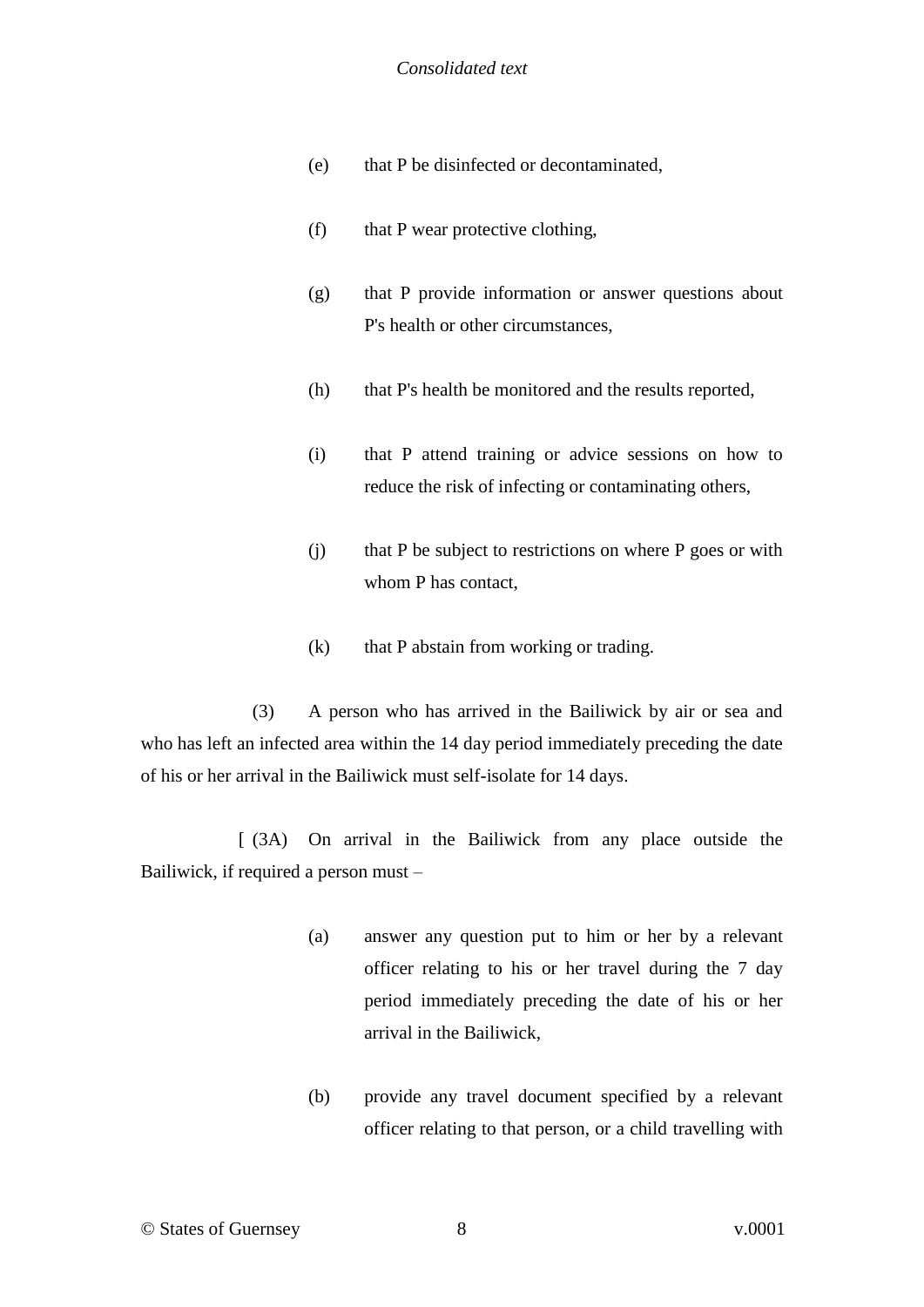(e) that P be disinfected or decontaminated,

(f) that P wear protective clothing,

(g) that P provide information or answer questions about P's health or other circumstances,

(h) that P's health be monitored and the results reported,

(i) that P attend training or advice sessions on how to reduce the risk of infecting or contaminating others,

(j) that P be subject to restrictions on where P goes or with whom P has contact,

(k) that P abstain from working or trading.

(3) A person who has arrived in the Bailiwick by air or sea and who has left an infected area within the 14 day period immediately preceding the date of his or her arrival in the Bailiwick must self-isolate for 14 days.

[ (3A) On arrival in the Bailiwick from any place outside the Bailiwick, if required a person must –

(a) answer any question put to him or her by a relevant officer relating to his or her travel during the 7 day period immediately preceding the date of his or her arrival in the Bailiwick,

(b) provide any travel document specified by a relevant officer relating to that person, or a child travelling with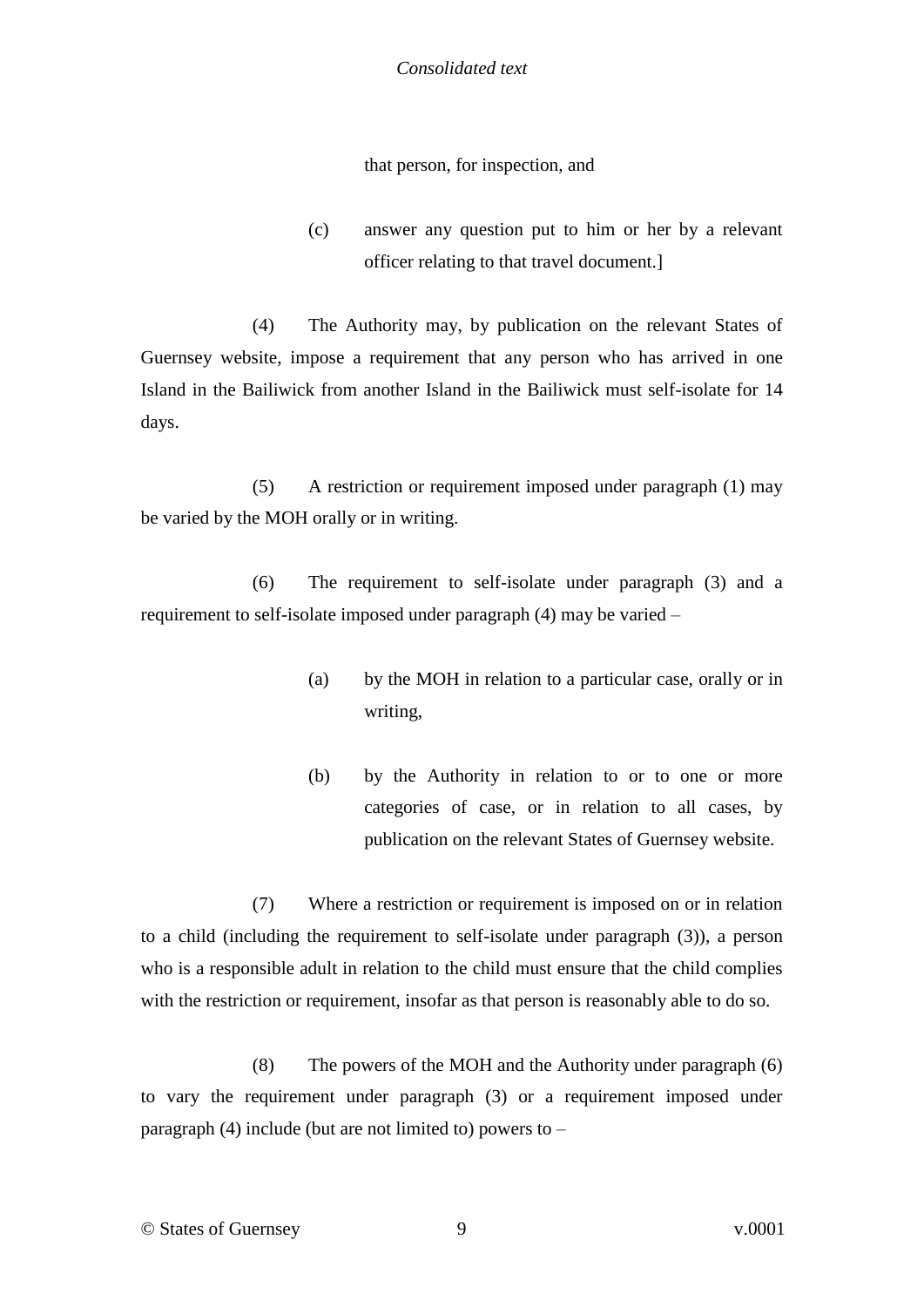that person, for inspection, and

(c) answer any question put to him or her by a relevant officer relating to that travel document.]

(4) The Authority may, by publication on the relevant States of Guernsey website, impose a requirement that any person who has arrived in one Island in the Bailiwick from another Island in the Bailiwick must self-isolate for 14 days.

(5) A restriction or requirement imposed under paragraph (1) may be varied by the MOH orally or in writing.

(6) The requirement to self-isolate under paragraph (3) and a requirement to self-isolate imposed under paragraph (4) may be varied –

(a) by the MOH in relation to a particular case, orally or in writing,

(b) by the Authority in relation to or to one or more categories of case, or in relation to all cases, by publication on the relevant States of Guernsey website.

(7) Where a restriction or requirement is imposed on or in relation to a child (including the requirement to self-isolate under paragraph (3)), a person who is a responsible adult in relation to the child must ensure that the child complies with the restriction or requirement, insofar as that person is reasonably able to do so.

(8) The powers of the MOH and the Authority under paragraph (6) to vary the requirement under paragraph (3) or a requirement imposed under paragraph (4) include (but are not limited to) powers to –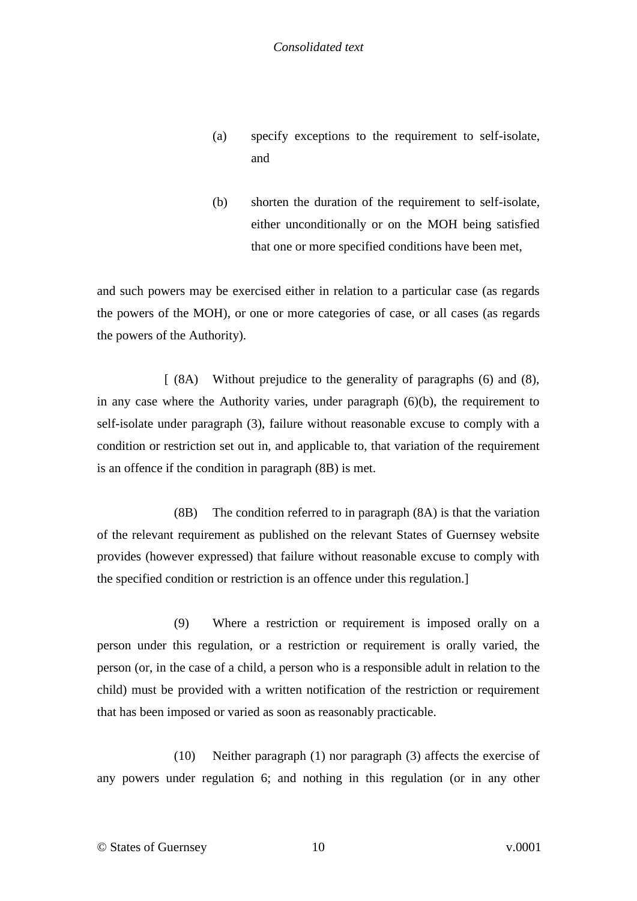(a) specify exceptions to the requirement to self-isolate, and

(b) shorten the duration of the requirement to self-isolate, either unconditionally or on the MOH being satisfied that one or more specified conditions have been met,

and such powers may be exercised either in relation to a particular case (as regards the powers of the MOH), or one or more categories of case, or all cases (as regards the powers of the Authority).

[ (8A) Without prejudice to the generality of paragraphs (6) and (8), in any case where the Authority varies, under paragraph (6)(b), the requirement to self-isolate under paragraph (3), failure without reasonable excuse to comply with a condition or restriction set out in, and applicable to, that variation of the requirement is an offence if the condition in paragraph (8B) is met.

(8B) The condition referred to in paragraph (8A) is that the variation of the relevant requirement as published on the relevant States of Guernsey website provides (however expressed) that failure without reasonable excuse to comply with the specified condition or restriction is an offence under this regulation.]

(9) Where a restriction or requirement is imposed orally on a person under this regulation, or a restriction or requirement is orally varied, the person (or, in the case of a child, a person who is a responsible adult in relation to the child) must be provided with a written notification of the restriction or requirement that has been imposed or varied as soon as reasonably practicable.

(10) Neither paragraph (1) nor paragraph (3) affects the exercise of any powers under regulation 6; and nothing in this regulation (or in any other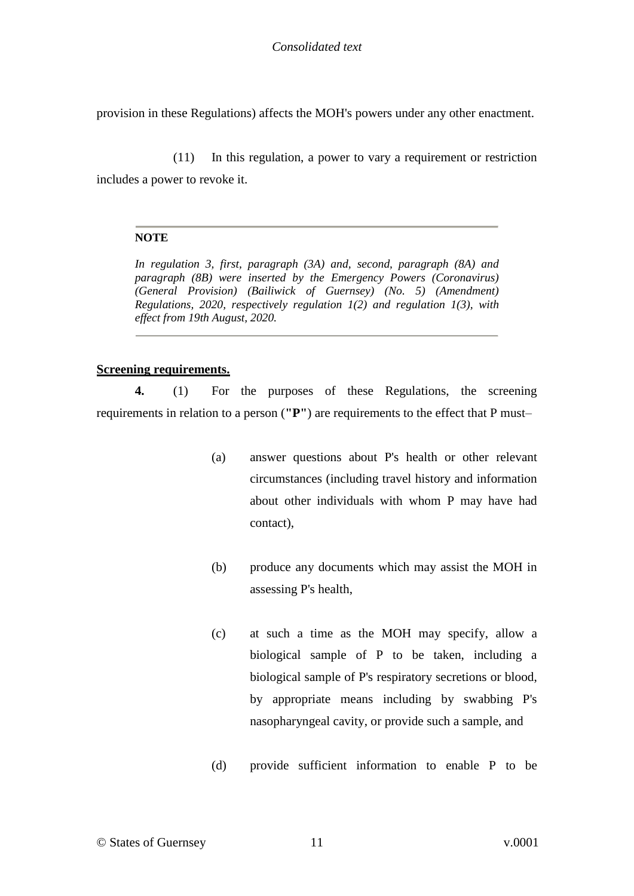provision in these Regulations) affects the MOH's powers under any other enactment.

(11) In this regulation, a power to vary a requirement or restriction includes a power to revoke it.

---

**NOTE**

*In regulation 3, first, paragraph (3A) and, second, paragraph (8A) and paragraph (8B) were inserted by the Emergency Powers (Coronavirus) (General Provision) (Bailiwick of Guernsey) (No. 5) (Amendment) Regulations, 2020, respectively regulation 1(2) and regulation 1(3), with effect from 19th August, 2020.*

---

**Screening requirements.**

**4.** (1) For the purposes of these Regulations, the screening requirements in relation to a person (**"P"**) are requirements to the effect that P must–

(a) answer questions about P's health or other relevant circumstances (including travel history and information about other individuals with whom P may have had contact),

(b) produce any documents which may assist the MOH in assessing P's health,

(c) at such a time as the MOH may specify, allow a biological sample of P to be taken, including a biological sample of P's respiratory secretions or blood, by appropriate means including by swabbing P's nasopharyngeal cavity, or provide such a sample, and

(d) provide sufficient information to enable P to be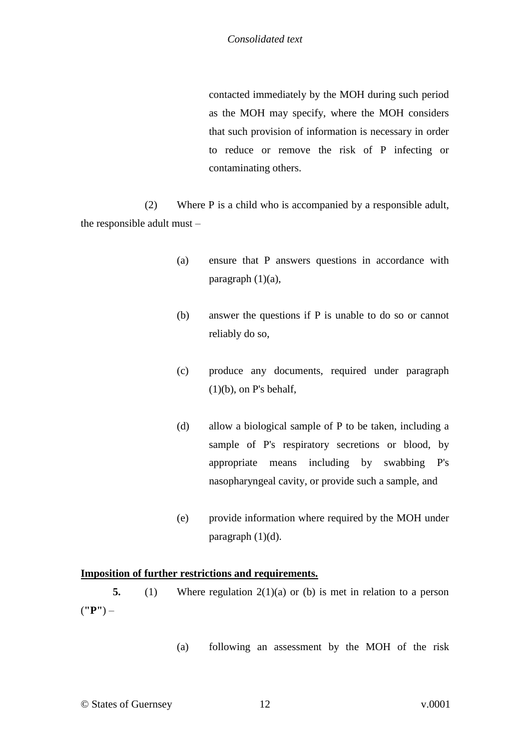contacted immediately by the MOH during such period as the MOH may specify, where the MOH considers that such provision of information is necessary in order to reduce or remove the risk of P infecting or contaminating others.

(2) Where P is a child who is accompanied by a responsible adult, the responsible adult must –

(a) ensure that P answers questions in accordance with paragraph (1)(a),

(b) answer the questions if P is unable to do so or cannot reliably do so,

(c) produce any documents, required under paragraph (1)(b), on P's behalf,

(d) allow a biological sample of P to be taken, including a sample of P's respiratory secretions or blood, by appropriate means including by swabbing P's nasopharyngeal cavity, or provide such a sample, and

(e) provide information where required by the MOH under paragraph (1)(d).

**Imposition of further restrictions and requirements.**

**5.** (1) Where regulation 2(1)(a) or (b) is met in relation to a person (**"P"**) –

(a) following an assessment by the MOH of the risk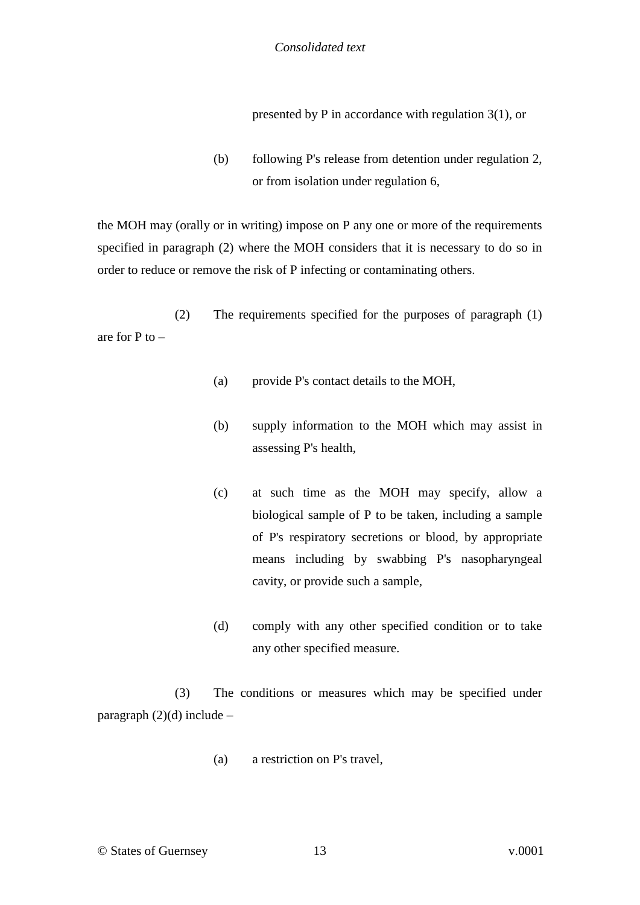presented by P in accordance with regulation 3(1), or

(b) following P's release from detention under regulation 2, or from isolation under regulation 6,

the MOH may (orally or in writing) impose on P any one or more of the requirements specified in paragraph (2) where the MOH considers that it is necessary to do so in order to reduce or remove the risk of P infecting or contaminating others.

(2) The requirements specified for the purposes of paragraph (1) are for P to –

(a) provide P's contact details to the MOH,

(b) supply information to the MOH which may assist in assessing P's health,

(c) at such time as the MOH may specify, allow a biological sample of P to be taken, including a sample of P's respiratory secretions or blood, by appropriate means including by swabbing P's nasopharyngeal cavity, or provide such a sample,

(d) comply with any other specified condition or to take any other specified measure.

(3) The conditions or measures which may be specified under paragraph (2)(d) include –

(a) a restriction on P's travel,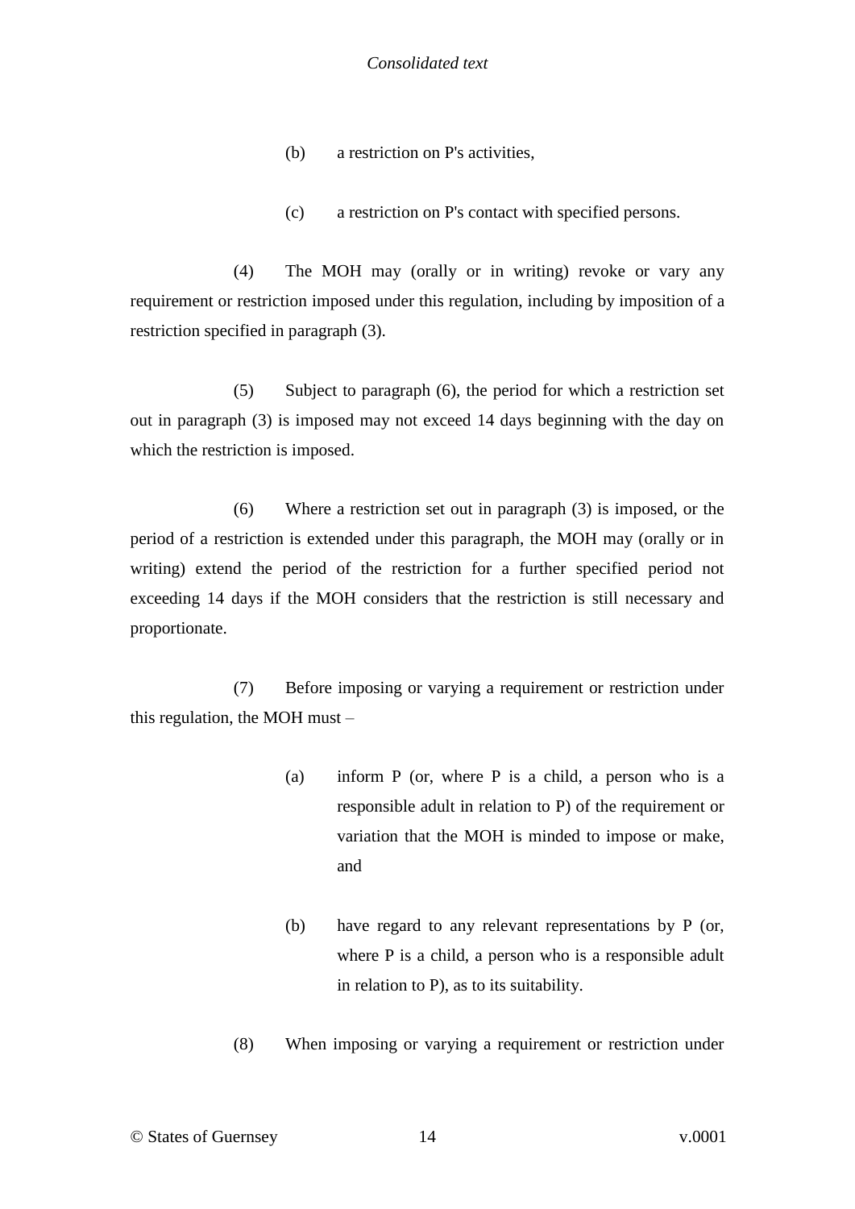(b) a restriction on P's activities,

(c) a restriction on P's contact with specified persons.

(4) The MOH may (orally or in writing) revoke or vary any requirement or restriction imposed under this regulation, including by imposition of a restriction specified in paragraph (3).

(5) Subject to paragraph (6), the period for which a restriction set out in paragraph (3) is imposed may not exceed 14 days beginning with the day on which the restriction is imposed.

(6) Where a restriction set out in paragraph (3) is imposed, or the period of a restriction is extended under this paragraph, the MOH may (orally or in writing) extend the period of the restriction for a further specified period not exceeding 14 days if the MOH considers that the restriction is still necessary and proportionate.

(7) Before imposing or varying a requirement or restriction under this regulation, the MOH must –

(a) inform P (or, where P is a child, a person who is a responsible adult in relation to P) of the requirement or variation that the MOH is minded to impose or make, and

(b) have regard to any relevant representations by P (or, where P is a child, a person who is a responsible adult in relation to P), as to its suitability.

(8) When imposing or varying a requirement or restriction under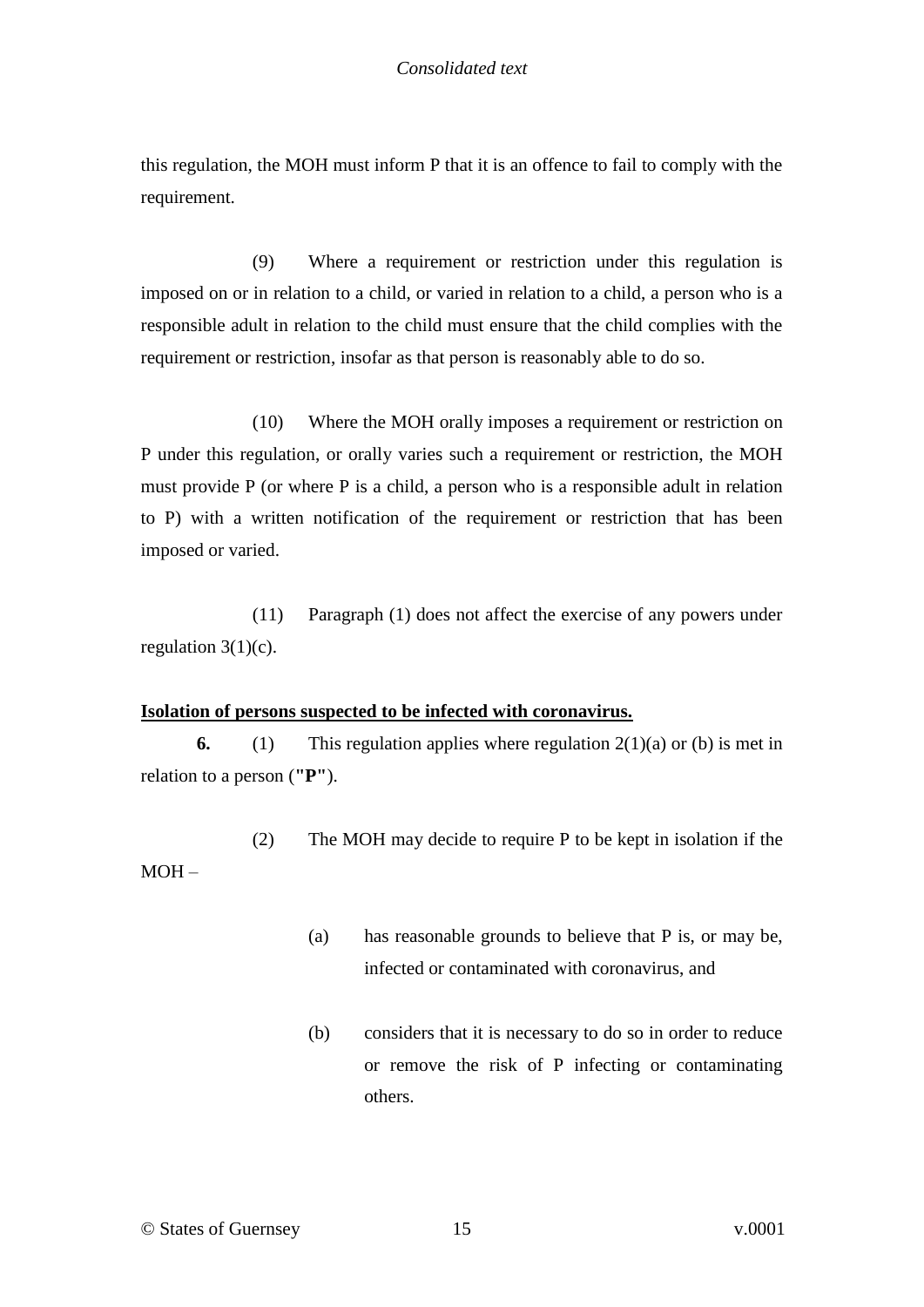this regulation, the MOH must inform P that it is an offence to fail to comply with the requirement.

(9) Where a requirement or restriction under this regulation is imposed on or in relation to a child, or varied in relation to a child, a person who is a responsible adult in relation to the child must ensure that the child complies with the requirement or restriction, insofar as that person is reasonably able to do so.

(10) Where the MOH orally imposes a requirement or restriction on P under this regulation, or orally varies such a requirement or restriction, the MOH must provide P (or where P is a child, a person who is a responsible adult in relation to P) with a written notification of the requirement or restriction that has been imposed or varied.

(11) Paragraph (1) does not affect the exercise of any powers under regulation 3(1)(c).

**Isolation of persons suspected to be infected with coronavirus.**

**6.** (1) This regulation applies where regulation 2(1)(a) or (b) is met in relation to a person (**"P"**).

(2) The MOH may decide to require P to be kept in isolation if the MOH –

(a) has reasonable grounds to believe that P is, or may be, infected or contaminated with coronavirus, and

(b) considers that it is necessary to do so in order to reduce or remove the risk of P infecting or contaminating others.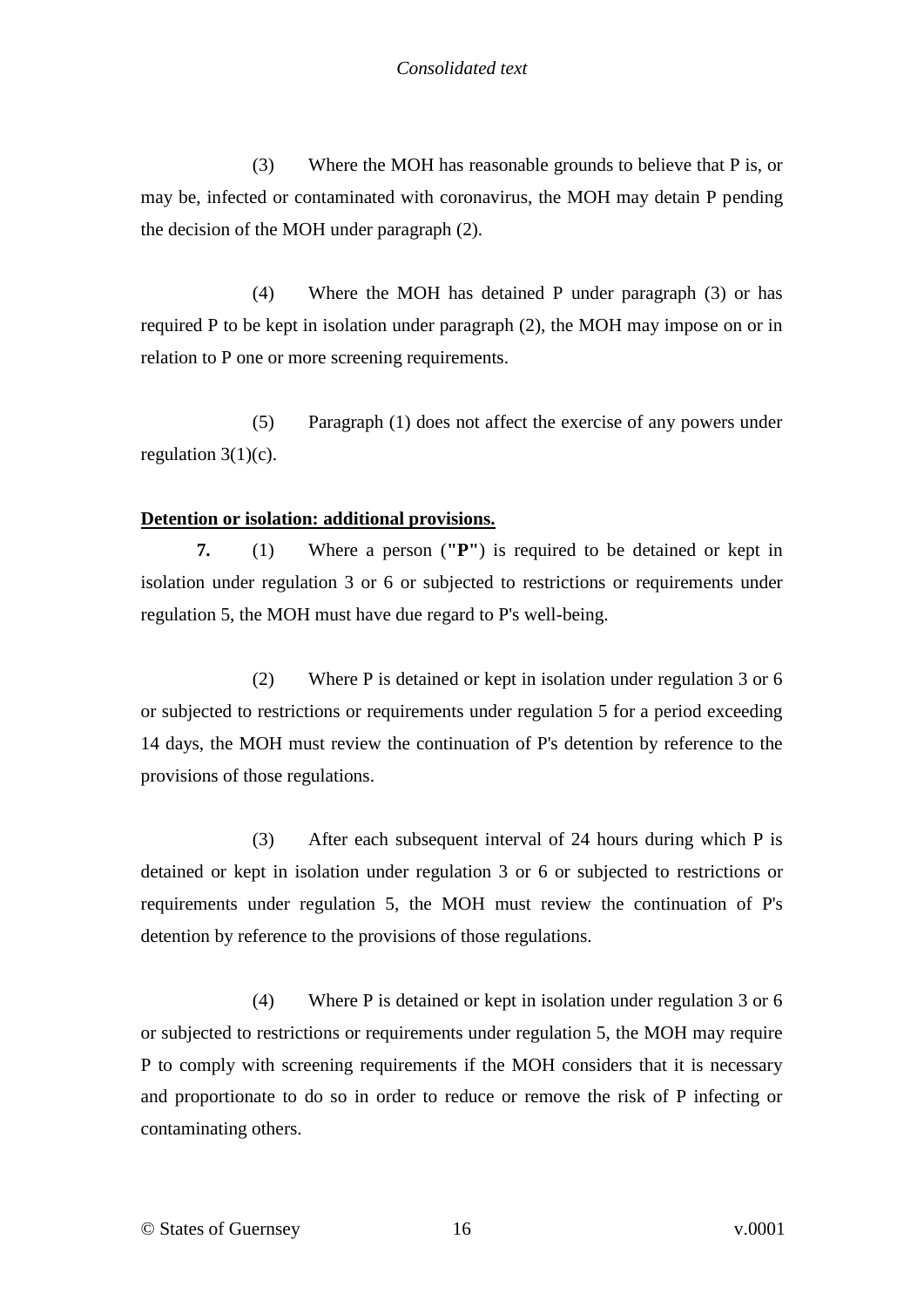(3) Where the MOH has reasonable grounds to believe that P is, or may be, infected or contaminated with coronavirus, the MOH may detain P pending the decision of the MOH under paragraph (2).

(4) Where the MOH has detained P under paragraph (3) or has required P to be kept in isolation under paragraph (2), the MOH may impose on or in relation to P one or more screening requirements.

(5) Paragraph (1) does not affect the exercise of any powers under regulation 3(1)(c).

**Detention or isolation: additional provisions.**

**7.** (1) Where a person (**"P"**) is required to be detained or kept in isolation under regulation 3 or 6 or subjected to restrictions or requirements under regulation 5, the MOH must have due regard to P's well-being.

(2) Where P is detained or kept in isolation under regulation 3 or 6 or subjected to restrictions or requirements under regulation 5 for a period exceeding 14 days, the MOH must review the continuation of P's detention by reference to the provisions of those regulations.

(3) After each subsequent interval of 24 hours during which P is detained or kept in isolation under regulation 3 or 6 or subjected to restrictions or requirements under regulation 5, the MOH must review the continuation of P's detention by reference to the provisions of those regulations.

(4) Where P is detained or kept in isolation under regulation 3 or 6 or subjected to restrictions or requirements under regulation 5, the MOH may require P to comply with screening requirements if the MOH considers that it is necessary and proportionate to do so in order to reduce or remove the risk of P infecting or contaminating others.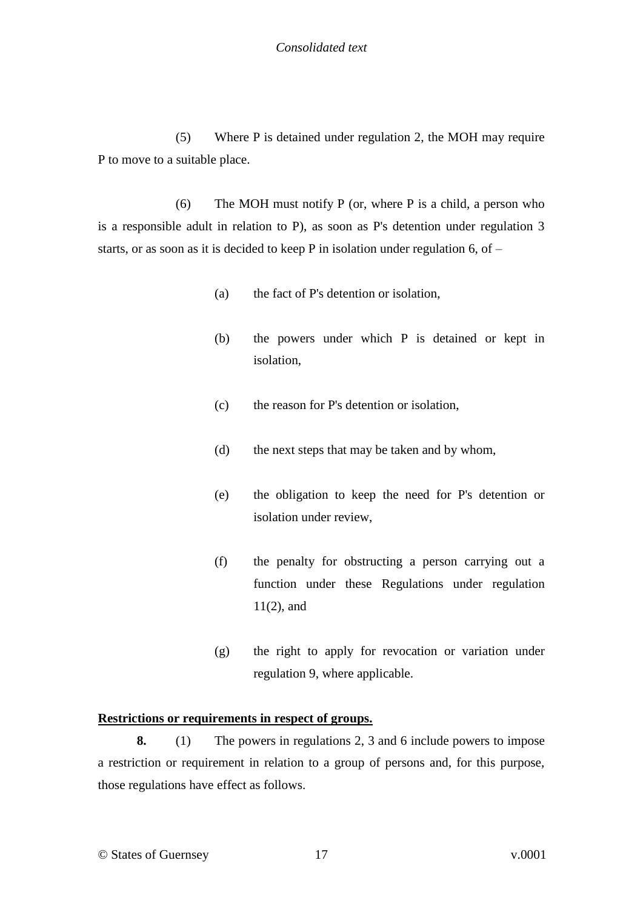(5) Where P is detained under regulation 2, the MOH may require P to move to a suitable place.

(6) The MOH must notify P (or, where P is a child, a person who is a responsible adult in relation to P), as soon as P's detention under regulation 3 starts, or as soon as it is decided to keep P in isolation under regulation 6, of –

(a) the fact of P's detention or isolation,

(b) the powers under which P is detained or kept in isolation,

(c) the reason for P's detention or isolation,

(d) the next steps that may be taken and by whom,

(e) the obligation to keep the need for P's detention or isolation under review,

(f) the penalty for obstructing a person carrying out a function under these Regulations under regulation 11(2), and

(g) the right to apply for revocation or variation under regulation 9, where applicable.

**Restrictions or requirements in respect of groups.**

**8.** (1) The powers in regulations 2, 3 and 6 include powers to impose a restriction or requirement in relation to a group of persons and, for this purpose, those regulations have effect as follows.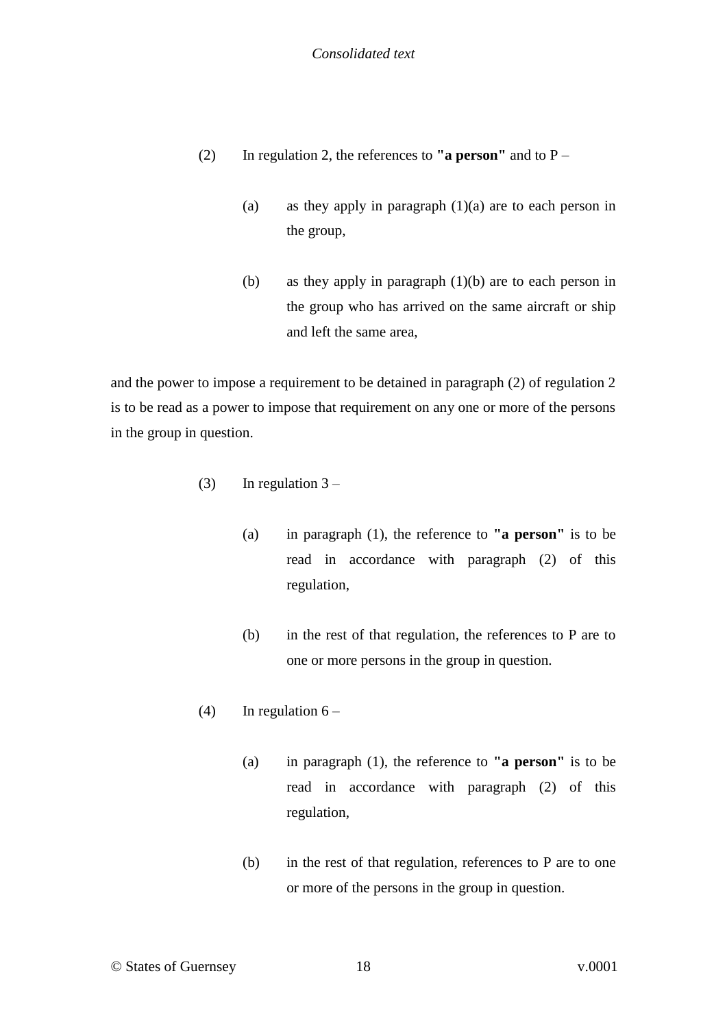(2) In regulation 2, the references to **"a person"** and to P –

(a) as they apply in paragraph (1)(a) are to each person in the group,

(b) as they apply in paragraph (1)(b) are to each person in the group who has arrived on the same aircraft or ship and left the same area,

and the power to impose a requirement to be detained in paragraph (2) of regulation 2 is to be read as a power to impose that requirement on any one or more of the persons in the group in question.

(3) In regulation 3 –

(a) in paragraph (1), the reference to **"a person"** is to be read in accordance with paragraph (2) of this regulation,

(b) in the rest of that regulation, the references to P are to one or more persons in the group in question.

(4) In regulation 6 –

(a) in paragraph (1), the reference to **"a person"** is to be read in accordance with paragraph (2) of this regulation,

(b) in the rest of that regulation, references to P are to one or more of the persons in the group in question.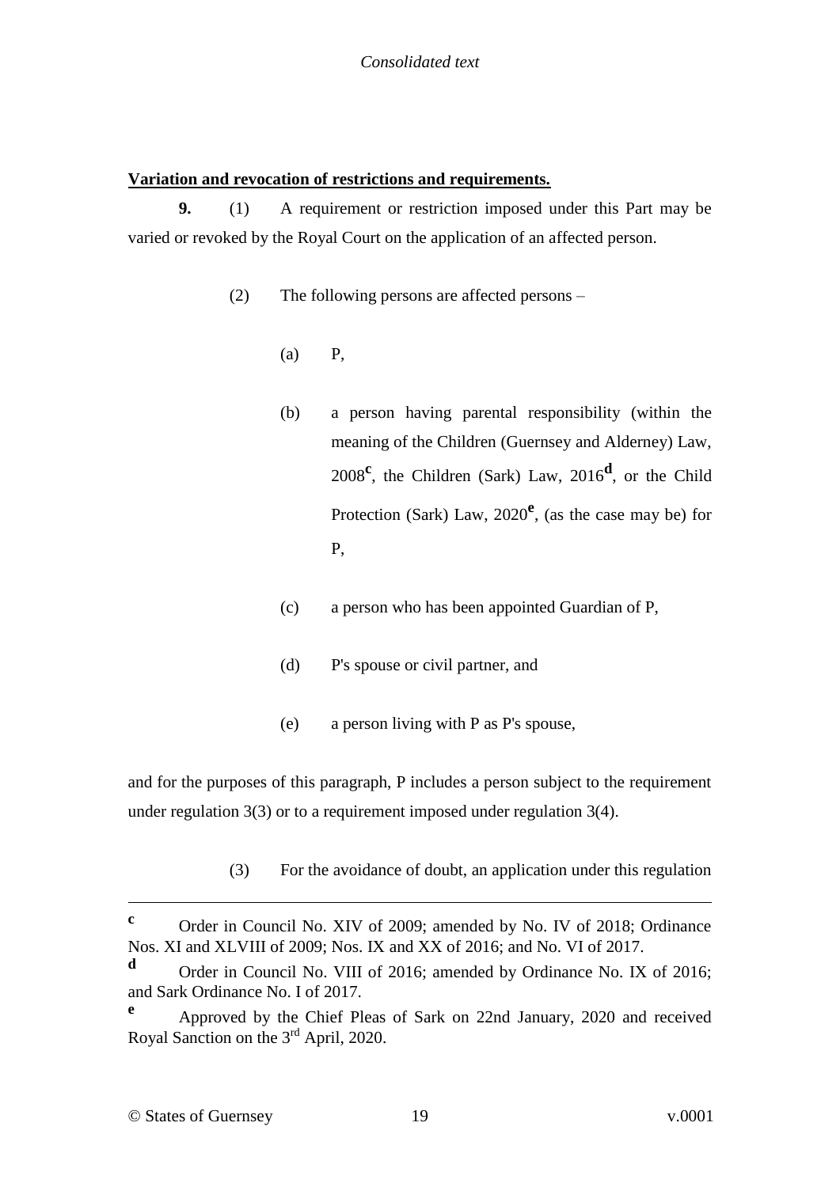**Variation and revocation of restrictions and requirements.**

**9.** (1) A requirement or restriction imposed under this Part may be varied or revoked by the Royal Court on the application of an affected person.

(2) The following persons are affected persons –

(a) P,

(b) a person having parental responsibility (within the meaning of the Children (Guernsey and Alderney) Law, 2008[c], the Children (Sark) Law, 2016[d], or the Child Protection (Sark) Law, 2020[e], (as the case may be) for P,

(c) a person who has been appointed Guardian of P,

(d) P's spouse or civil partner, and

(e) a person living with P as P's spouse,

and for the purposes of this paragraph, P includes a person subject to the requirement under regulation 3(3) or to a requirement imposed under regulation 3(4).

(3) For the avoidance of doubt, an application under this regulation

---

[c] Order in Council No. XIV of 2009; amended by No. IV of 2018; Ordinance Nos. XI and XLVIII of 2009; Nos. IX and XX of 2016; and No. VI of 2017.

[d] Order in Council No. VIII of 2016; amended by Ordinance No. IX of 2016; and Sark Ordinance No. I of 2017.

[e] Approved by the Chief Pleas of Sark on 22nd January, 2020 and received Royal Sanction on the 3rd April, 2020.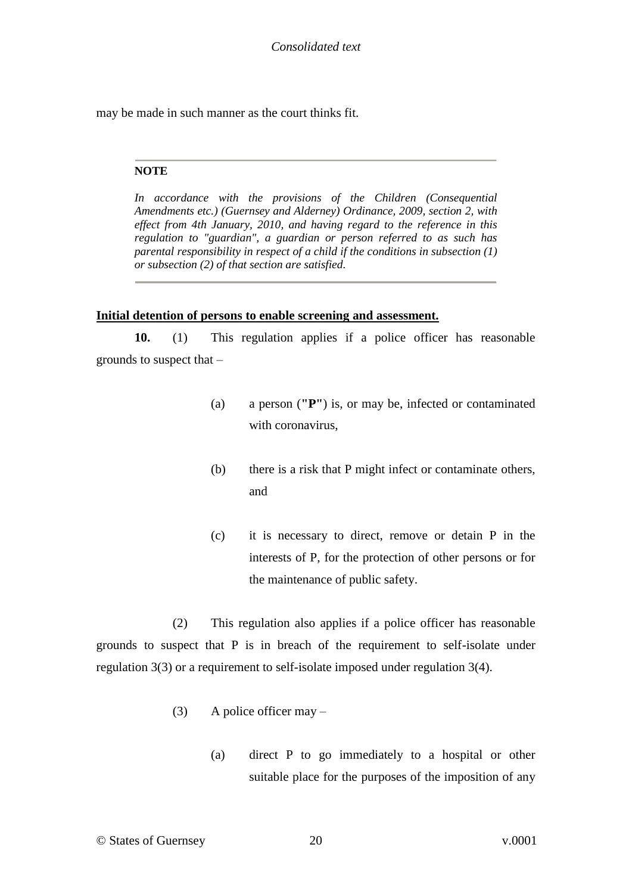may be made in such manner as the court thinks fit.

---

**NOTE**

*In accordance with the provisions of the Children (Consequential Amendments etc.) (Guernsey and Alderney) Ordinance, 2009, section 2, with effect from 4th January, 2010, and having regard to the reference in this regulation to "guardian", a guardian or person referred to as such has parental responsibility in respect of a child if the conditions in subsection (1) or subsection (2) of that section are satisfied.*

---

**Initial detention of persons to enable screening and assessment.**

**10.** (1) This regulation applies if a police officer has reasonable grounds to suspect that –

(a) a person (**"P"**) is, or may be, infected or contaminated with coronavirus,

(b) there is a risk that P might infect or contaminate others, and

(c) it is necessary to direct, remove or detain P in the interests of P, for the protection of other persons or for the maintenance of public safety.

(2) This regulation also applies if a police officer has reasonable grounds to suspect that P is in breach of the requirement to self-isolate under regulation 3(3) or a requirement to self-isolate imposed under regulation 3(4).

(3) A police officer may –

(a) direct P to go immediately to a hospital or other suitable place for the purposes of the imposition of any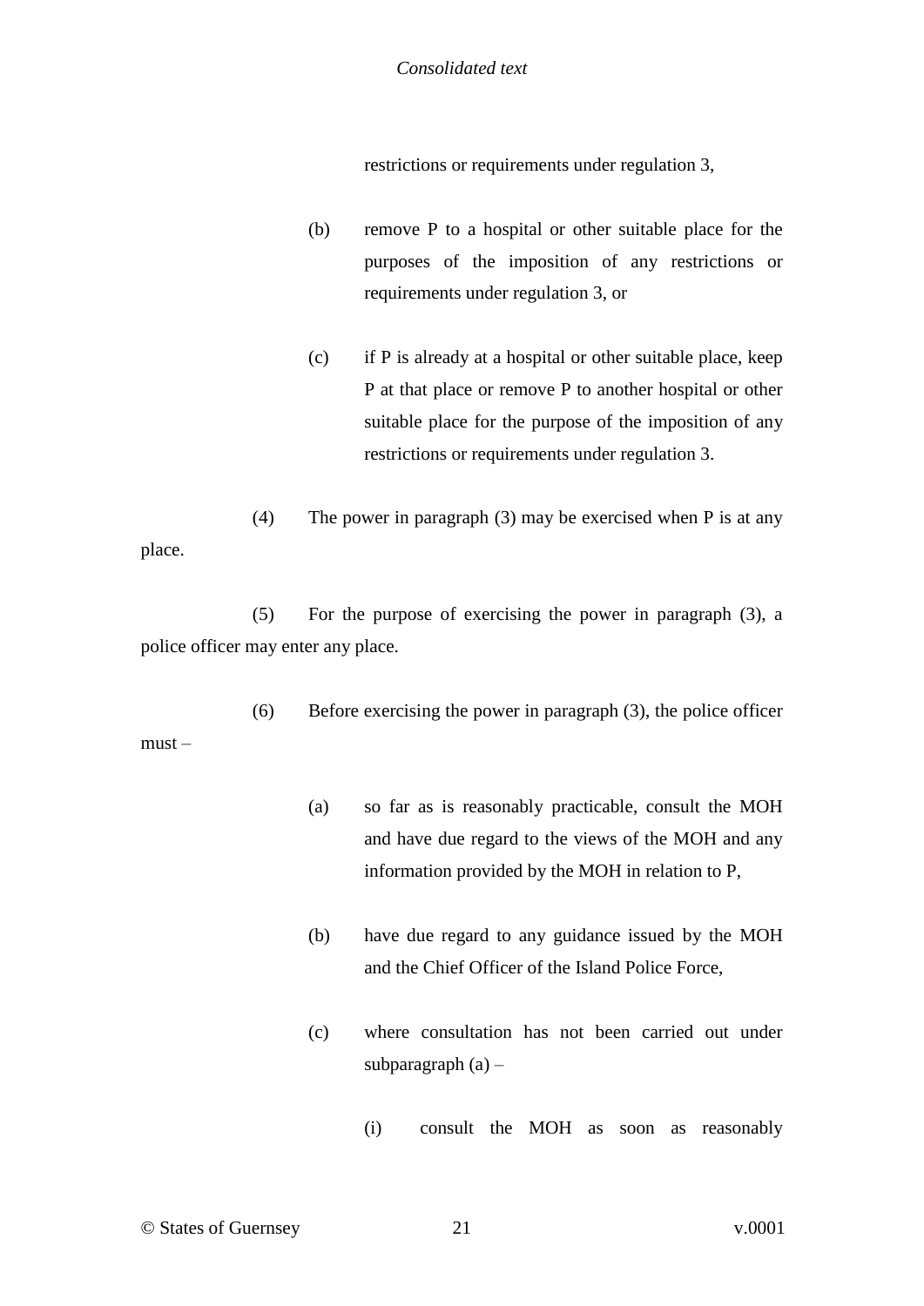restrictions or requirements under regulation 3,

(b) remove P to a hospital or other suitable place for the purposes of the imposition of any restrictions or requirements under regulation 3, or

(c) if P is already at a hospital or other suitable place, keep P at that place or remove P to another hospital or other suitable place for the purpose of the imposition of any restrictions or requirements under regulation 3.

(4) The power in paragraph (3) may be exercised when P is at any place.

(5) For the purpose of exercising the power in paragraph (3), a police officer may enter any place.

(6) Before exercising the power in paragraph (3), the police officer must –

(a) so far as is reasonably practicable, consult the MOH and have due regard to the views of the MOH and any information provided by the MOH in relation to P,

(b) have due regard to any guidance issued by the MOH and the Chief Officer of the Island Police Force,

(c) where consultation has not been carried out under subparagraph (a) –

(i) consult the MOH as soon as reasonably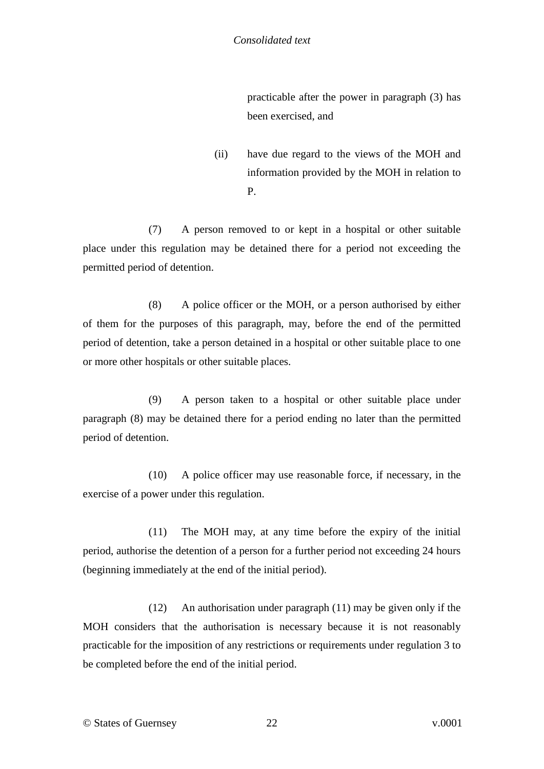practicable after the power in paragraph (3) has been exercised, and

(ii) have due regard to the views of the MOH and information provided by the MOH in relation to P.

(7) A person removed to or kept in a hospital or other suitable place under this regulation may be detained there for a period not exceeding the permitted period of detention.

(8) A police officer or the MOH, or a person authorised by either of them for the purposes of this paragraph, may, before the end of the permitted period of detention, take a person detained in a hospital or other suitable place to one or more other hospitals or other suitable places.

(9) A person taken to a hospital or other suitable place under paragraph (8) may be detained there for a period ending no later than the permitted period of detention.

(10) A police officer may use reasonable force, if necessary, in the exercise of a power under this regulation.

(11) The MOH may, at any time before the expiry of the initial period, authorise the detention of a person for a further period not exceeding 24 hours (beginning immediately at the end of the initial period).

(12) An authorisation under paragraph (11) may be given only if the MOH considers that the authorisation is necessary because it is not reasonably practicable for the imposition of any restrictions or requirements under regulation 3 to be completed before the end of the initial period.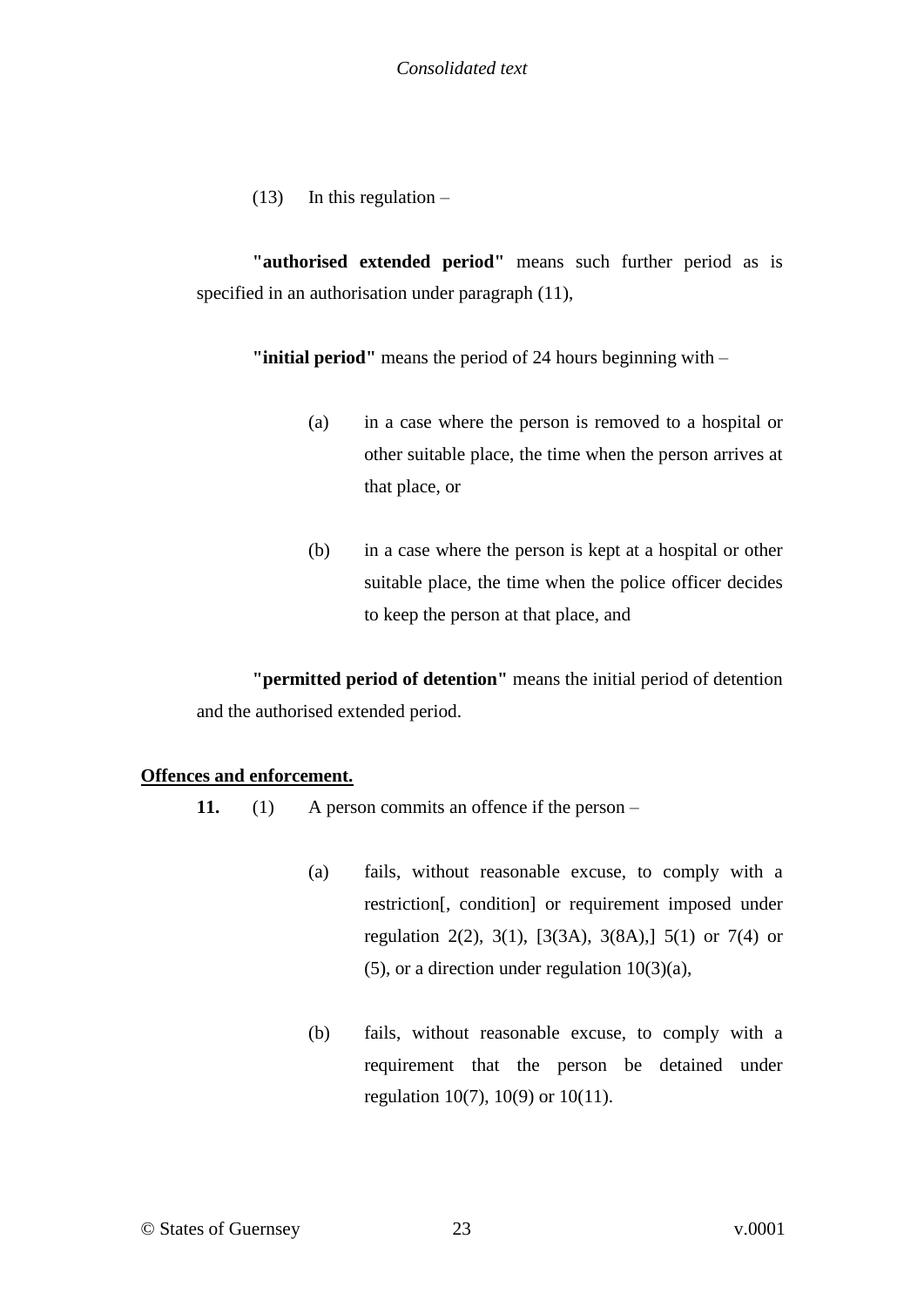(13) In this regulation –

**"authorised extended period"** means such further period as is specified in an authorisation under paragraph (11),

**"initial period"** means the period of 24 hours beginning with –

(a) in a case where the person is removed to a hospital or other suitable place, the time when the person arrives at that place, or

(b) in a case where the person is kept at a hospital or other suitable place, the time when the police officer decides to keep the person at that place, and

**"permitted period of detention"** means the initial period of detention and the authorised extended period.

**Offences and enforcement.**

**11.** (1) A person commits an offence if the person –

(a) fails, without reasonable excuse, to comply with a restriction[, condition] or requirement imposed under regulation 2(2), 3(1), [3(3A), 3(8A),] 5(1) or 7(4) or (5), or a direction under regulation 10(3)(a),

(b) fails, without reasonable excuse, to comply with a requirement that the person be detained under regulation 10(7), 10(9) or 10(11).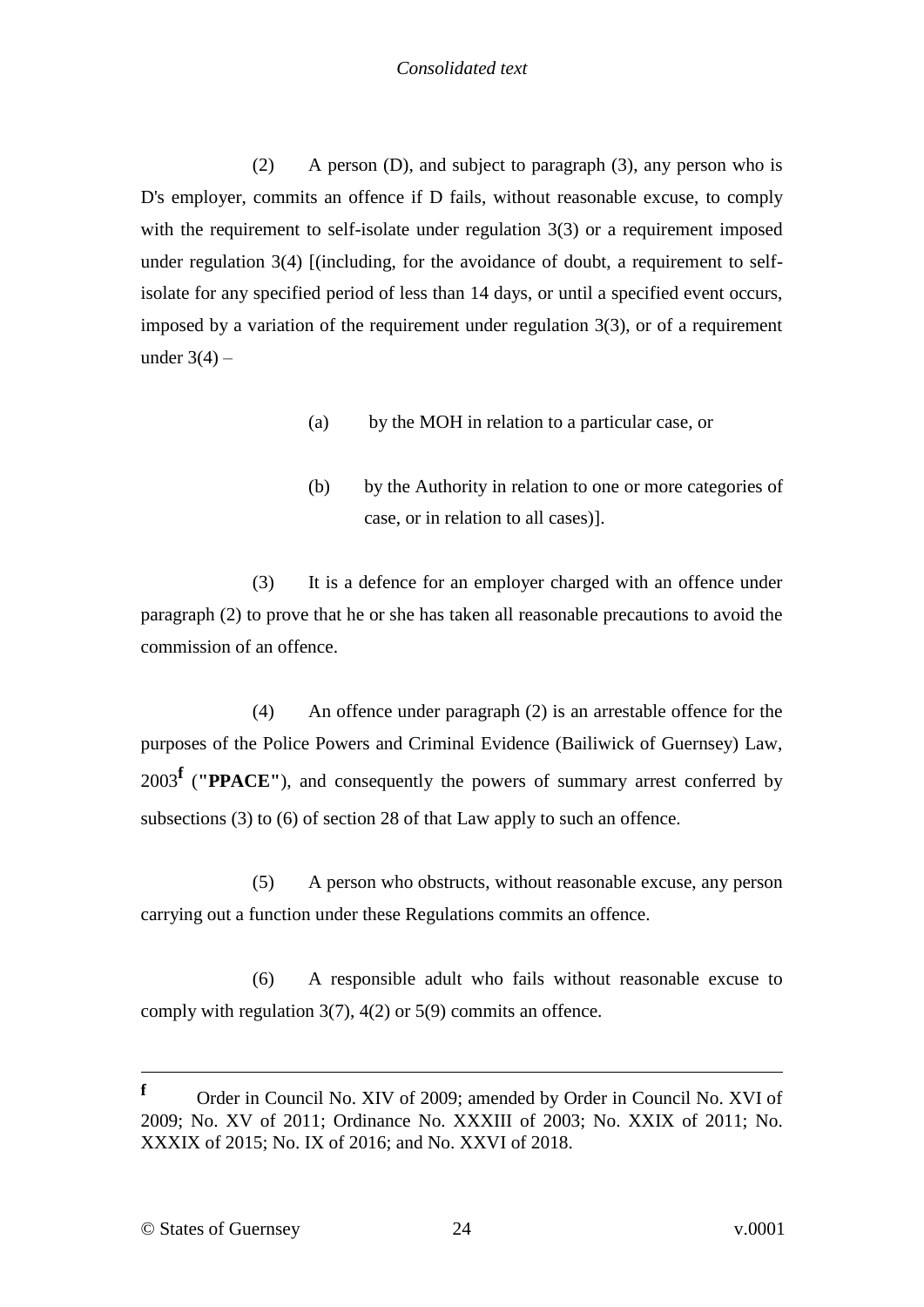(2) A person (D), and subject to paragraph (3), any person who is D's employer, commits an offence if D fails, without reasonable excuse, to comply with the requirement to self-isolate under regulation 3(3) or a requirement imposed under regulation 3(4) [(including, for the avoidance of doubt, a requirement to self-isolate for any specified period of less than 14 days, or until a specified event occurs, imposed by a variation of the requirement under regulation 3(3), or of a requirement under 3(4) –

(a) by the MOH in relation to a particular case, or

(b) by the Authority in relation to one or more categories of case, or in relation to all cases)].

(3) It is a defence for an employer charged with an offence under paragraph (2) to prove that he or she has taken all reasonable precautions to avoid the commission of an offence.

(4) An offence under paragraph (2) is an arrestable offence for the purposes of the Police Powers and Criminal Evidence (Bailiwick of Guernsey) Law, 2003[f] (**"PPACE"**), and consequently the powers of summary arrest conferred by subsections (3) to (6) of section 28 of that Law apply to such an offence.

(5) A person who obstructs, without reasonable excuse, any person carrying out a function under these Regulations commits an offence.

(6) A responsible adult who fails without reasonable excuse to comply with regulation 3(7), 4(2) or 5(9) commits an offence.

---

[f] Order in Council No. XIV of 2009; amended by Order in Council No. XVI of 2009; No. XV of 2011; Ordinance No. XXXIII of 2003; No. XXIX of 2011; No. XXXIX of 2015; No. IX of 2016; and No. XXVI of 2018.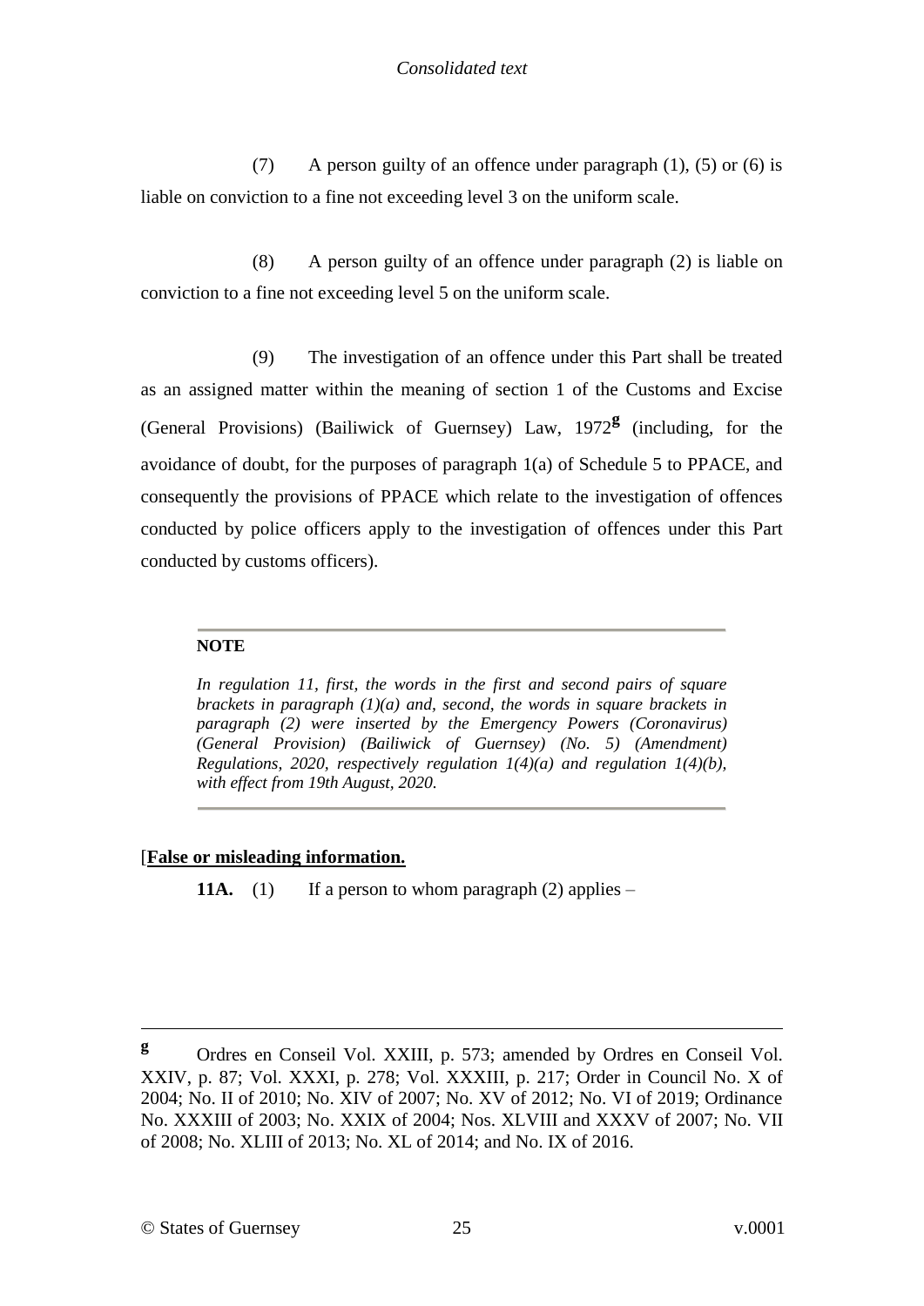(7) A person guilty of an offence under paragraph (1), (5) or (6) is liable on conviction to a fine not exceeding level 3 on the uniform scale.

(8) A person guilty of an offence under paragraph (2) is liable on conviction to a fine not exceeding level 5 on the uniform scale.

(9) The investigation of an offence under this Part shall be treated as an assigned matter within the meaning of section 1 of the Customs and Excise (General Provisions) (Bailiwick of Guernsey) Law, 1972[g] (including, for the avoidance of doubt, for the purposes of paragraph 1(a) of Schedule 5 to PPACE, and consequently the provisions of PPACE which relate to the investigation of offences conducted by police officers apply to the investigation of offences under this Part conducted by customs officers).

---

**NOTE**

*In regulation 11, first, the words in the first and second pairs of square brackets in paragraph (1)(a) and, second, the words in square brackets in paragraph (2) were inserted by the Emergency Powers (Coronavirus) (General Provision) (Bailiwick of Guernsey) (No. 5) (Amendment) Regulations, 2020, respectively regulation 1(4)(a) and regulation 1(4)(b), with effect from 19th August, 2020.*

---

[**False or misleading information.**

**11A.** (1) If a person to whom paragraph (2) applies –

---

[g] Ordres en Conseil Vol. XXIII, p. 573; amended by Ordres en Conseil Vol. XXIV, p. 87; Vol. XXXI, p. 278; Vol. XXXIII, p. 217; Order in Council No. X of 2004; No. II of 2010; No. XIV of 2007; No. XV of 2012; No. VI of 2019; Ordinance No. XXXIII of 2003; No. XXIX of 2004; Nos. XLVIII and XXXV of 2007; No. VII of 2008; No. XLIII of 2013; No. XL of 2014; and No. IX of 2016.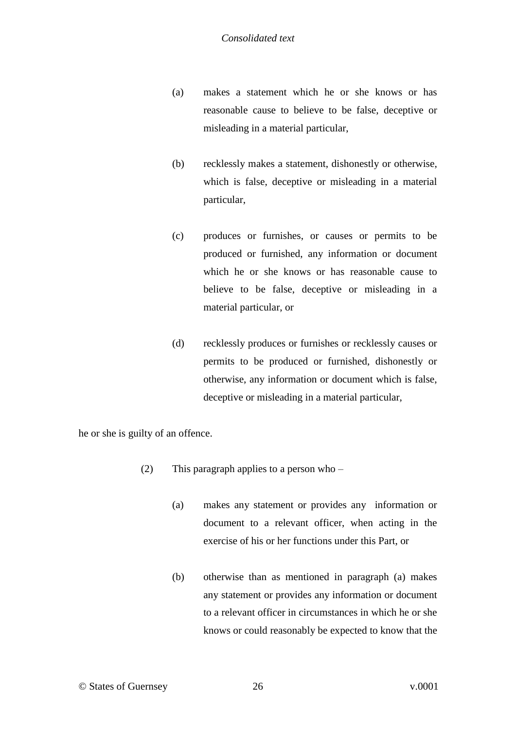(a) makes a statement which he or she knows or has reasonable cause to believe to be false, deceptive or misleading in a material particular,

(b) recklessly makes a statement, dishonestly or otherwise, which is false, deceptive or misleading in a material particular,

(c) produces or furnishes, or causes or permits to be produced or furnished, any information or document which he or she knows or has reasonable cause to believe to be false, deceptive or misleading in a material particular, or

(d) recklessly produces or furnishes or recklessly causes or permits to be produced or furnished, dishonestly or otherwise, any information or document which is false, deceptive or misleading in a material particular,

he or she is guilty of an offence.

(2) This paragraph applies to a person who –

(a) makes any statement or provides any information or document to a relevant officer, when acting in the exercise of his or her functions under this Part, or

(b) otherwise than as mentioned in paragraph (a) makes any statement or provides any information or document to a relevant officer in circumstances in which he or she knows or could reasonably be expected to know that the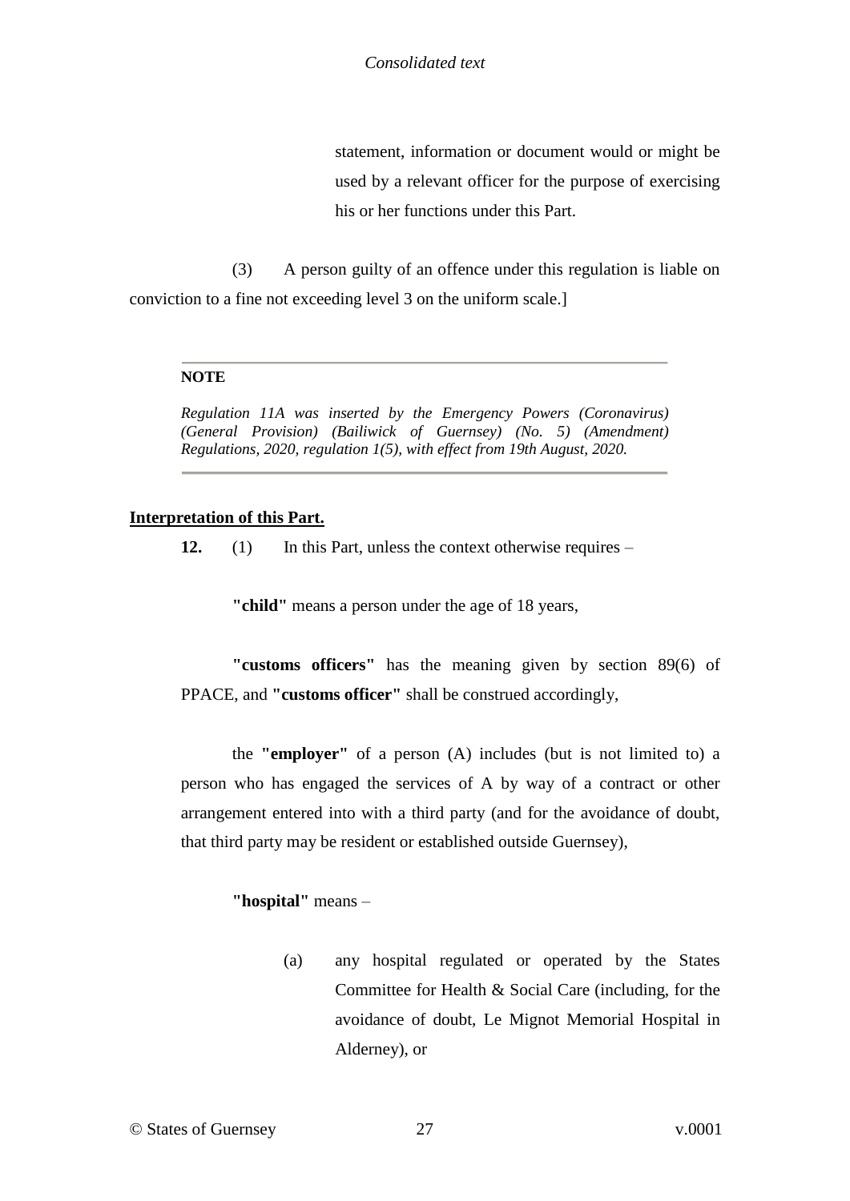statement, information or document would or might be used by a relevant officer for the purpose of exercising his or her functions under this Part.

(3) A person guilty of an offence under this regulation is liable on conviction to a fine not exceeding level 3 on the uniform scale.]

---

**NOTE**

*Regulation 11A was inserted by the Emergency Powers (Coronavirus) (General Provision) (Bailiwick of Guernsey) (No. 5) (Amendment) Regulations, 2020, regulation 1(5), with effect from 19th August, 2020.*

---

**Interpretation of this Part.**

**12.** (1) In this Part, unless the context otherwise requires –

**"child"** means a person under the age of 18 years,

**"customs officers"** has the meaning given by section 89(6) of PPACE, and **"customs officer"** shall be construed accordingly,

the **"employer"** of a person (A) includes (but is not limited to) a person who has engaged the services of A by way of a contract or other arrangement entered into with a third party (and for the avoidance of doubt, that third party may be resident or established outside Guernsey),

**"hospital"** means –

(a) any hospital regulated or operated by the States Committee for Health & Social Care (including, for the avoidance of doubt, Le Mignot Memorial Hospital in Alderney), or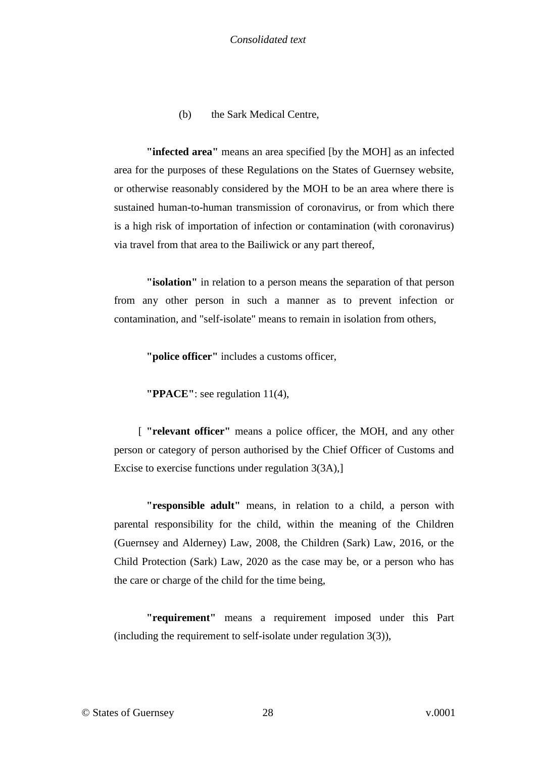(b) the Sark Medical Centre,

**"infected area"** means an area specified [by the MOH] as an infected area for the purposes of these Regulations on the States of Guernsey website, or otherwise reasonably considered by the MOH to be an area where there is sustained human-to-human transmission of coronavirus, or from which there is a high risk of importation of infection or contamination (with coronavirus) via travel from that area to the Bailiwick or any part thereof,

**"isolation"** in relation to a person means the separation of that person from any other person in such a manner as to prevent infection or contamination, and "self-isolate" means to remain in isolation from others,

**"police officer"** includes a customs officer,

**"PPACE"**: see regulation 11(4),

[ **"relevant officer"** means a police officer, the MOH, and any other person or category of person authorised by the Chief Officer of Customs and Excise to exercise functions under regulation 3(3A),]

**"responsible adult"** means, in relation to a child, a person with parental responsibility for the child, within the meaning of the Children (Guernsey and Alderney) Law, 2008, the Children (Sark) Law, 2016, or the Child Protection (Sark) Law, 2020 as the case may be, or a person who has the care or charge of the child for the time being,

**"requirement"** means a requirement imposed under this Part (including the requirement to self-isolate under regulation 3(3)),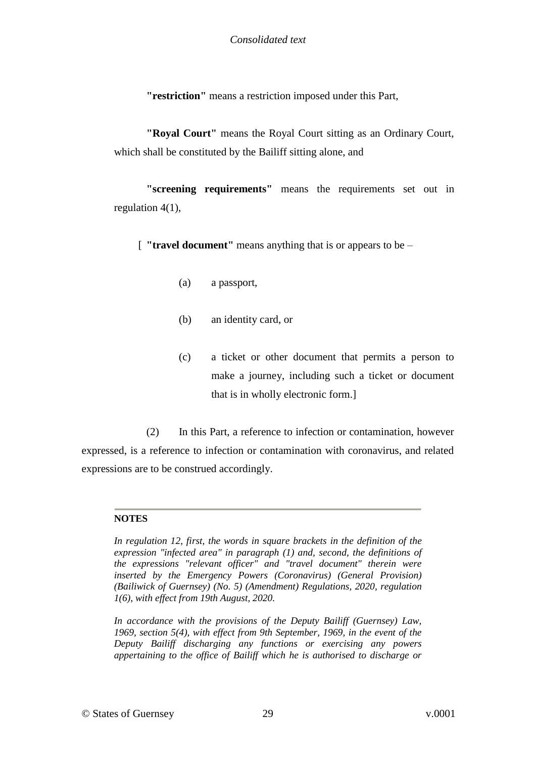**"restriction"** means a restriction imposed under this Part,

**"Royal Court"** means the Royal Court sitting as an Ordinary Court, which shall be constituted by the Bailiff sitting alone, and

**"screening requirements"** means the requirements set out in regulation 4(1),

[ **"travel document"** means anything that is or appears to be –

(a) a passport,

(b) an identity card, or

(c) a ticket or other document that permits a person to make a journey, including such a ticket or document that is in wholly electronic form.]

(2) In this Part, a reference to infection or contamination, however expressed, is a reference to infection or contamination with coronavirus, and related expressions are to be construed accordingly.

---

**NOTES**

*In regulation 12, first, the words in square brackets in the definition of the expression "infected area" in paragraph (1) and, second, the definitions of the expressions "relevant officer" and "travel document" therein were inserted by the Emergency Powers (Coronavirus) (General Provision) (Bailiwick of Guernsey) (No. 5) (Amendment) Regulations, 2020, regulation 1(6), with effect from 19th August, 2020.*

*In accordance with the provisions of the Deputy Bailiff (Guernsey) Law, 1969, section 5(4), with effect from 9th September, 1969, in the event of the Deputy Bailiff discharging any functions or exercising any powers appertaining to the office of Bailiff which he is authorised to discharge or*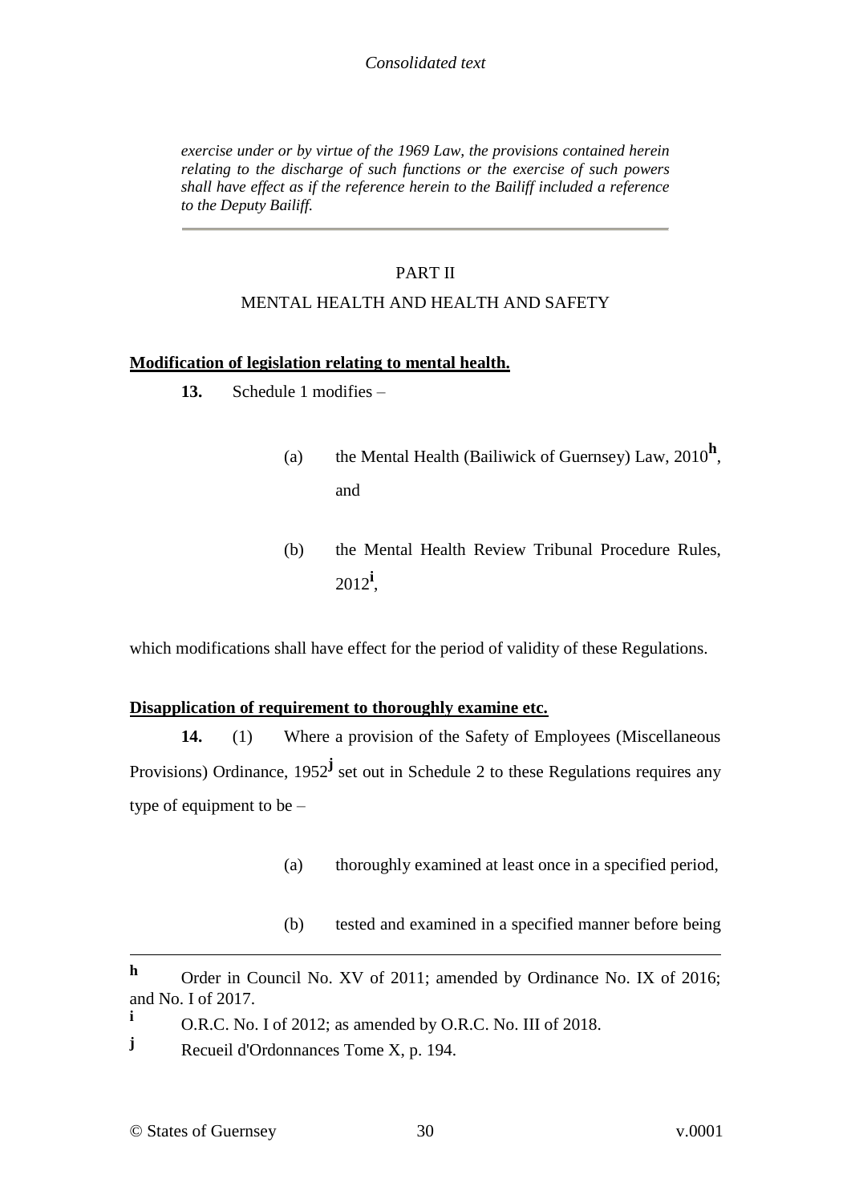*exercise under or by virtue of the 1969 Law, the provisions contained herein relating to the discharge of such functions or the exercise of such powers shall have effect as if the reference herein to the Bailiff included a reference to the Deputy Bailiff.*

PART II

MENTAL HEALTH AND HEALTH AND SAFETY

**Modification of legislation relating to mental health.**

**13.** Schedule 1 modifies –

(a) the Mental Health (Bailiwick of Guernsey) Law, 2010[h], and

(b) the Mental Health Review Tribunal Procedure Rules, 2012[i],

which modifications shall have effect for the period of validity of these Regulations.

**Disapplication of requirement to thoroughly examine etc.**

**14.** (1) Where a provision of the Safety of Employees (Miscellaneous Provisions) Ordinance, 1952[j] set out in Schedule 2 to these Regulations requires any type of equipment to be –

(a) thoroughly examined at least once in a specified period,

(b) tested and examined in a specified manner before being

---

[h] Order in Council No. XV of 2011; amended by Ordinance No. IX of 2016; and No. I of 2017.

[i] O.R.C. No. I of 2012; as amended by O.R.C. No. III of 2018.

[j] Recueil d'Ordonnances Tome X, p. 194.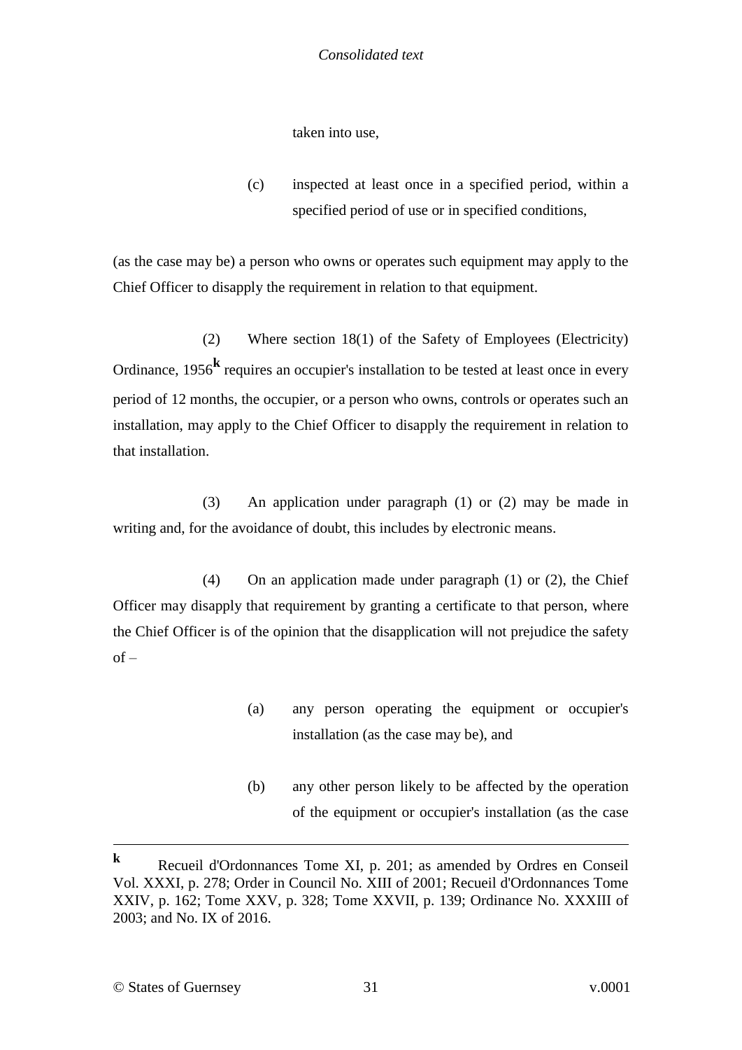taken into use,

(c) inspected at least once in a specified period, within a specified period of use or in specified conditions,

(as the case may be) a person who owns or operates such equipment may apply to the Chief Officer to disapply the requirement in relation to that equipment.

(2) Where section 18(1) of the Safety of Employees (Electricity) Ordinance, 1956[k] requires an occupier's installation to be tested at least once in every period of 12 months, the occupier, or a person who owns, controls or operates such an installation, may apply to the Chief Officer to disapply the requirement in relation to that installation.

(3) An application under paragraph (1) or (2) may be made in writing and, for the avoidance of doubt, this includes by electronic means.

(4) On an application made under paragraph (1) or (2), the Chief Officer may disapply that requirement by granting a certificate to that person, where the Chief Officer is of the opinion that the disapplication will not prejudice the safety of –

(a) any person operating the equipment or occupier's installation (as the case may be), and

(b) any other person likely to be affected by the operation of the equipment or occupier's installation (as the case

---

[k] Recueil d'Ordonnances Tome XI, p. 201; as amended by Ordres en Conseil Vol. XXXI, p. 278; Order in Council No. XIII of 2001; Recueil d'Ordonnances Tome XXIV, p. 162; Tome XXV, p. 328; Tome XXVII, p. 139; Ordinance No. XXXIII of 2003; and No. IX of 2016.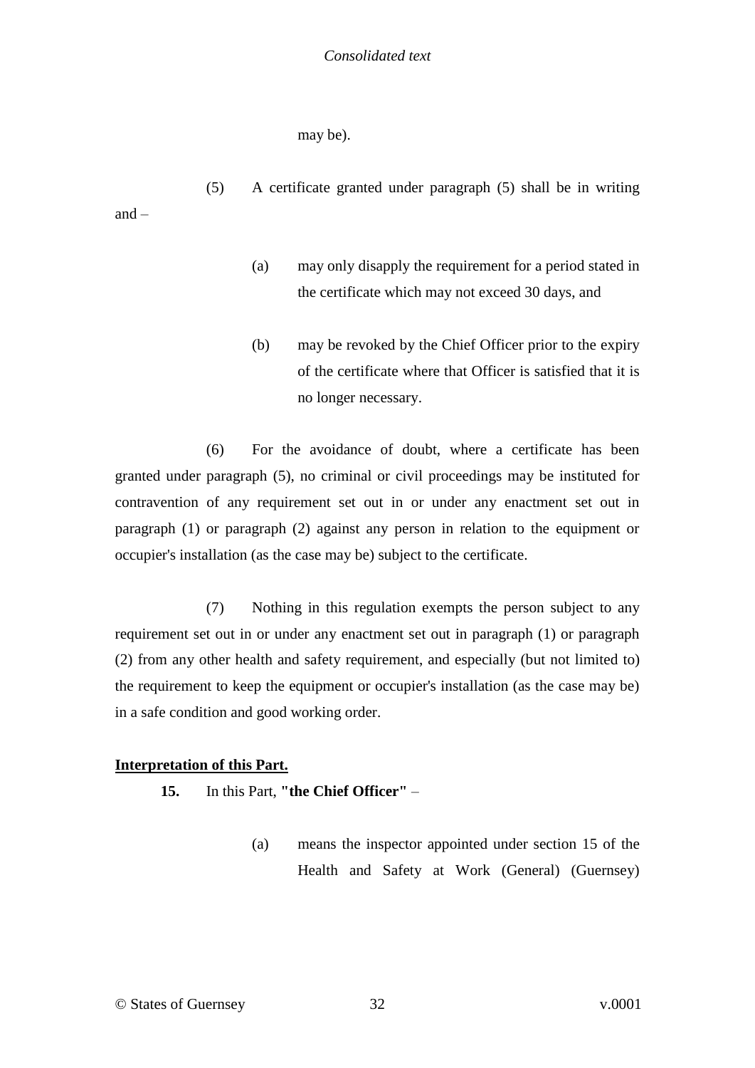may be).

(5) A certificate granted under paragraph (5) shall be in writing and –

(a) may only disapply the requirement for a period stated in the certificate which may not exceed 30 days, and

(b) may be revoked by the Chief Officer prior to the expiry of the certificate where that Officer is satisfied that it is no longer necessary.

(6) For the avoidance of doubt, where a certificate has been granted under paragraph (5), no criminal or civil proceedings may be instituted for contravention of any requirement set out in or under any enactment set out in paragraph (1) or paragraph (2) against any person in relation to the equipment or occupier's installation (as the case may be) subject to the certificate.

(7) Nothing in this regulation exempts the person subject to any requirement set out in or under any enactment set out in paragraph (1) or paragraph (2) from any other health and safety requirement, and especially (but not limited to) the requirement to keep the equipment or occupier's installation (as the case may be) in a safe condition and good working order.

**Interpretation of this Part.**

**15.** In this Part, **"the Chief Officer"** –

(a) means the inspector appointed under section 15 of the Health and Safety at Work (General) (Guernsey)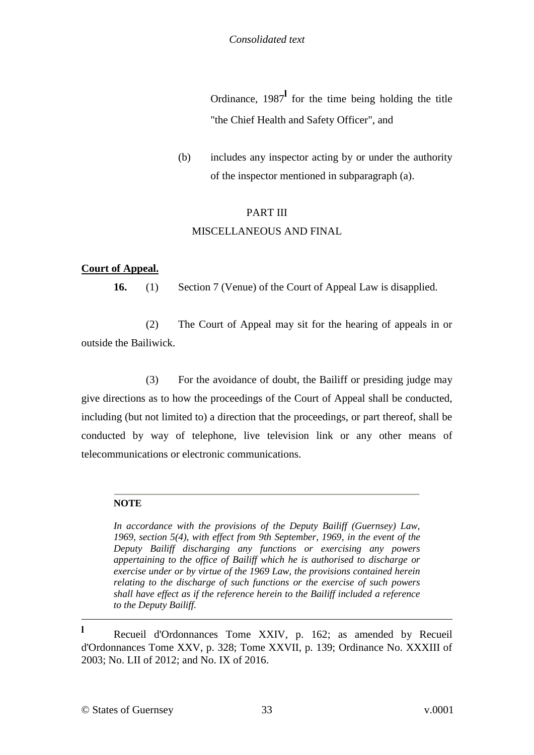Ordinance, 1987[l] for the time being holding the title "the Chief Health and Safety Officer", and

(b) includes any inspector acting by or under the authority of the inspector mentioned in subparagraph (a).

## PART III
## MISCELLANEOUS AND FINAL

**Court of Appeal.**

**16.** (1) Section 7 (Venue) of the Court of Appeal Law is disapplied.

(2) The Court of Appeal may sit for the hearing of appeals in or outside the Bailiwick.

(3) For the avoidance of doubt, the Bailiff or presiding judge may give directions as to how the proceedings of the Court of Appeal shall be conducted, including (but not limited to) a direction that the proceedings, or part thereof, shall be conducted by way of telephone, live television link or any other means of telecommunications or electronic communications.

---

**NOTE**

*In accordance with the provisions of the Deputy Bailiff (Guernsey) Law, 1969, section 5(4), with effect from 9th September, 1969, in the event of the Deputy Bailiff discharging any functions or exercising any powers appertaining to the office of Bailiff which he is authorised to discharge or exercise under or by virtue of the 1969 Law, the provisions contained herein relating to the discharge of such functions or the exercise of such powers shall have effect as if the reference herein to the Bailiff included a reference to the Deputy Bailiff.*

---

[l] Recueil d'Ordonnances Tome XXIV, p. 162; as amended by Recueil d'Ordonnances Tome XXV, p. 328; Tome XXVII, p. 139; Ordinance No. XXXIII of 2003; No. LII of 2012; and No. IX of 2016.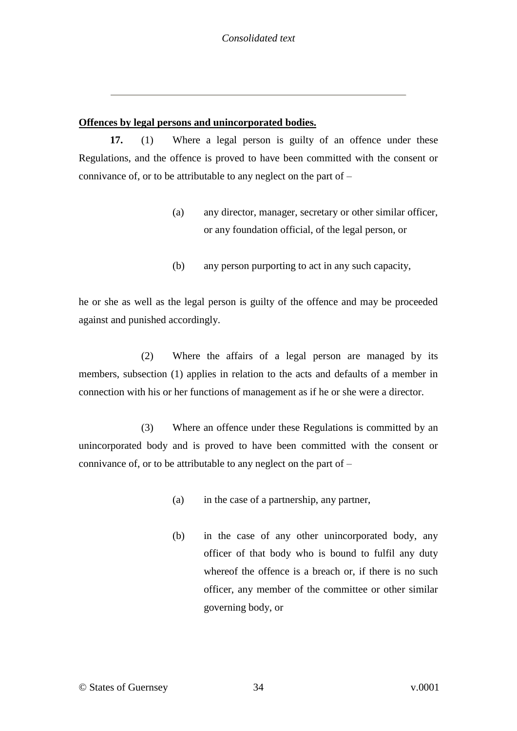**Offences by legal persons and unincorporated bodies.**

**17.** (1) Where a legal person is guilty of an offence under these Regulations, and the offence is proved to have been committed with the consent or connivance of, or to be attributable to any neglect on the part of –

(a) any director, manager, secretary or other similar officer, or any foundation official, of the legal person, or

(b) any person purporting to act in any such capacity,

he or she as well as the legal person is guilty of the offence and may be proceeded against and punished accordingly.

(2) Where the affairs of a legal person are managed by its members, subsection (1) applies in relation to the acts and defaults of a member in connection with his or her functions of management as if he or she were a director.

(3) Where an offence under these Regulations is committed by an unincorporated body and is proved to have been committed with the consent or connivance of, or to be attributable to any neglect on the part of –

(a) in the case of a partnership, any partner,

(b) in the case of any other unincorporated body, any officer of that body who is bound to fulfil any duty whereof the offence is a breach or, if there is no such officer, any member of the committee or other similar governing body, or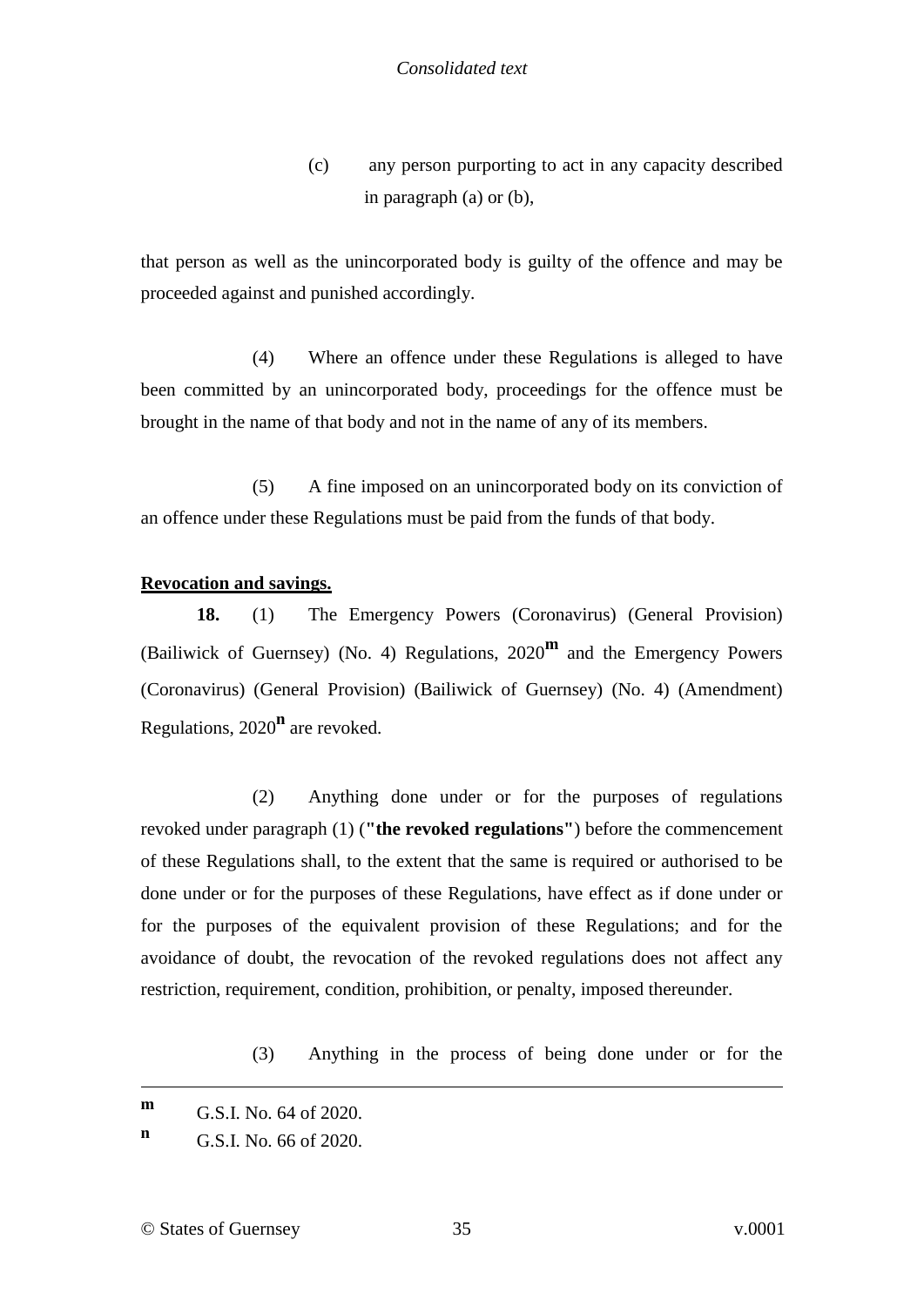(c) any person purporting to act in any capacity described in paragraph (a) or (b),

that person as well as the unincorporated body is guilty of the offence and may be proceeded against and punished accordingly.

(4) Where an offence under these Regulations is alleged to have been committed by an unincorporated body, proceedings for the offence must be brought in the name of that body and not in the name of any of its members.

(5) A fine imposed on an unincorporated body on its conviction of an offence under these Regulations must be paid from the funds of that body.

**Revocation and savings.**

**18.** (1) The Emergency Powers (Coronavirus) (General Provision) (Bailiwick of Guernsey) (No. 4) Regulations, 2020[m] and the Emergency Powers (Coronavirus) (General Provision) (Bailiwick of Guernsey) (No. 4) (Amendment) Regulations, 2020[n] are revoked.

(2) Anything done under or for the purposes of regulations revoked under paragraph (1) (**"the revoked regulations"**) before the commencement of these Regulations shall, to the extent that the same is required or authorised to be done under or for the purposes of these Regulations, have effect as if done under or for the purposes of the equivalent provision of these Regulations; and for the avoidance of doubt, the revocation of the revoked regulations does not affect any restriction, requirement, condition, prohibition, or penalty, imposed thereunder.

(3) Anything in the process of being done under or for the

---

[m] G.S.I. No. 64 of 2020.

[n] G.S.I. No. 66 of 2020.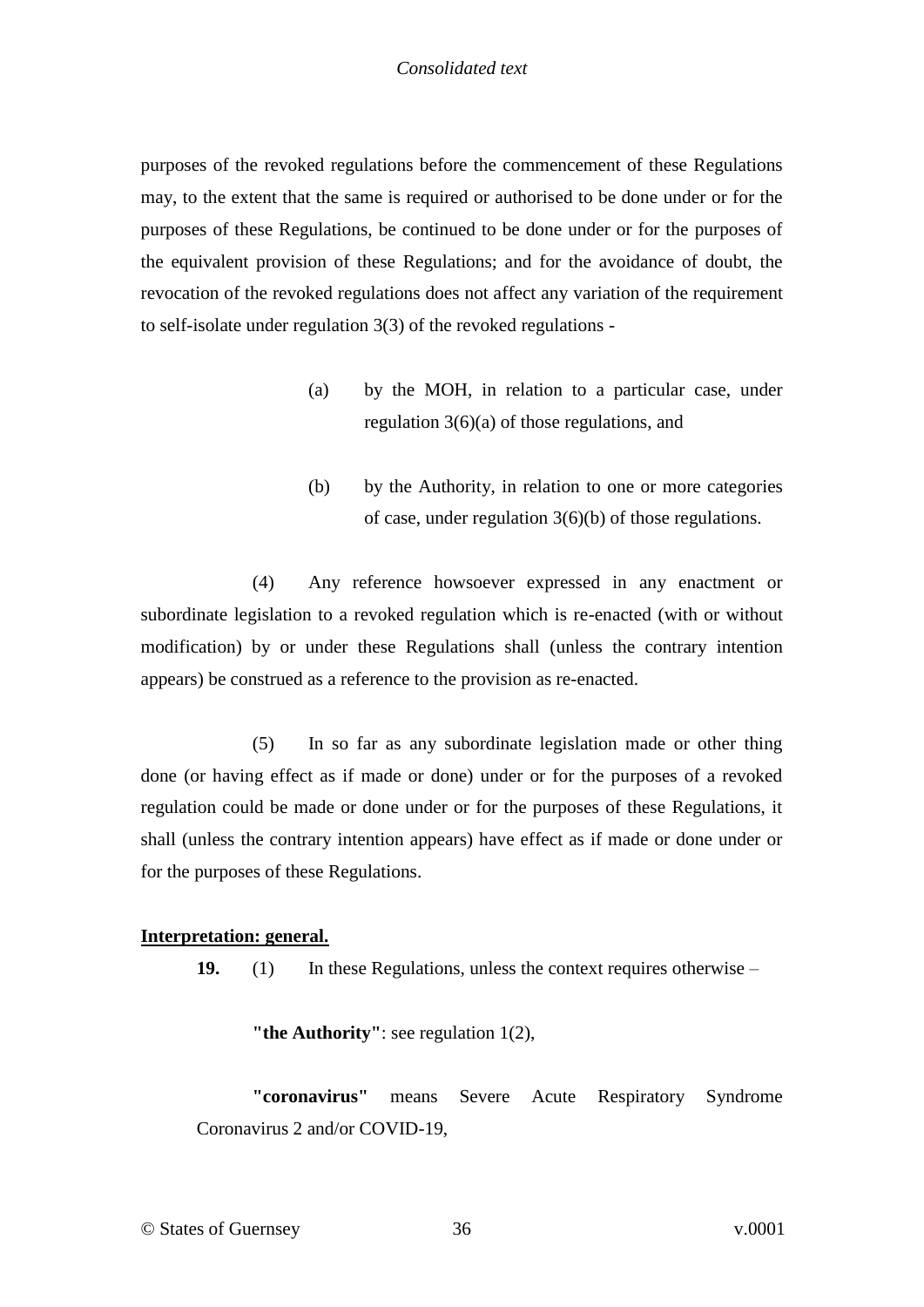purposes of the revoked regulations before the commencement of these Regulations may, to the extent that the same is required or authorised to be done under or for the purposes of these Regulations, be continued to be done under or for the purposes of the equivalent provision of these Regulations; and for the avoidance of doubt, the revocation of the revoked regulations does not affect any variation of the requirement to self-isolate under regulation 3(3) of the revoked regulations -

(a) by the MOH, in relation to a particular case, under regulation 3(6)(a) of those regulations, and

(b) by the Authority, in relation to one or more categories of case, under regulation 3(6)(b) of those regulations.

(4) Any reference howsoever expressed in any enactment or subordinate legislation to a revoked regulation which is re-enacted (with or without modification) by or under these Regulations shall (unless the contrary intention appears) be construed as a reference to the provision as re-enacted.

(5) In so far as any subordinate legislation made or other thing done (or having effect as if made or done) under or for the purposes of a revoked regulation could be made or done under or for the purposes of these Regulations, it shall (unless the contrary intention appears) have effect as if made or done under or for the purposes of these Regulations.

**Interpretation: general.**

**19.** (1) In these Regulations, unless the context requires otherwise –

**"the Authority"**: see regulation 1(2),

**"coronavirus"** means Severe Acute Respiratory Syndrome Coronavirus 2 and/or COVID-19,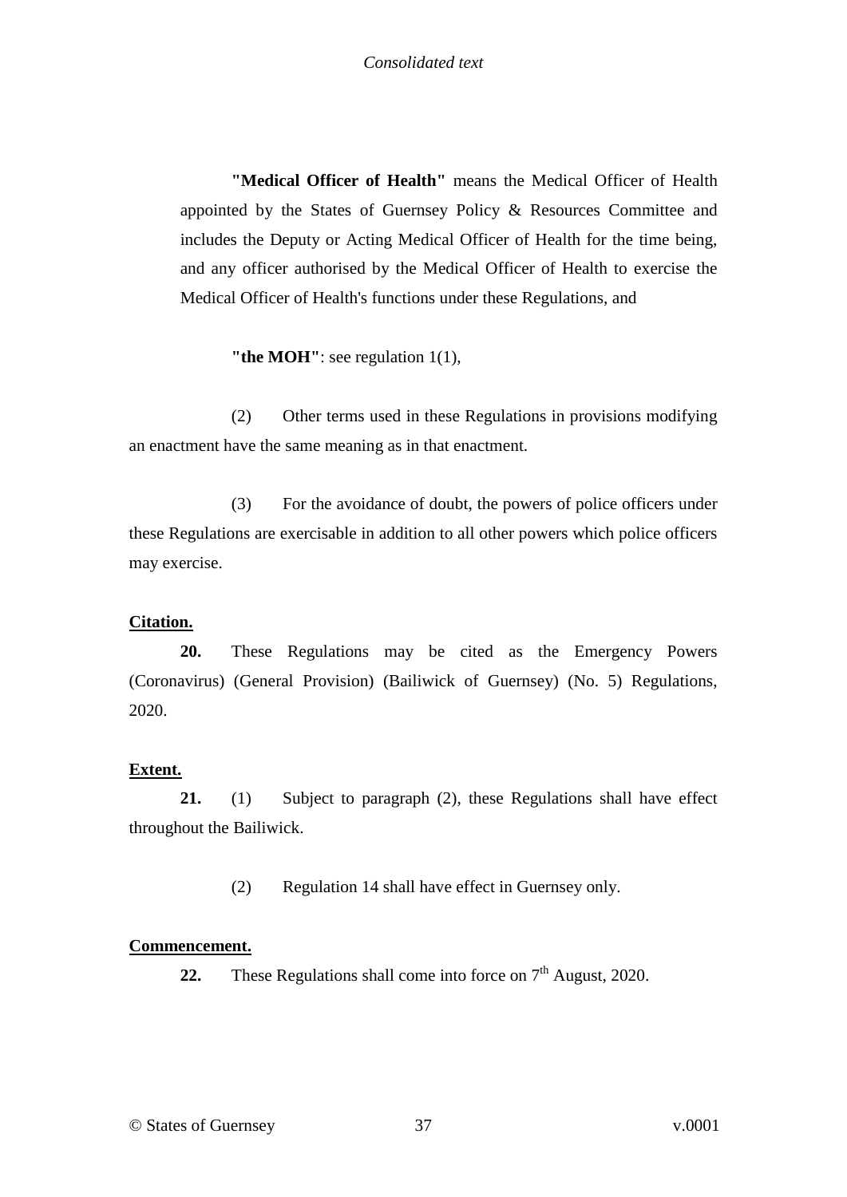**"Medical Officer of Health"** means the Medical Officer of Health appointed by the States of Guernsey Policy & Resources Committee and includes the Deputy or Acting Medical Officer of Health for the time being, and any officer authorised by the Medical Officer of Health to exercise the Medical Officer of Health's functions under these Regulations, and

**"the MOH"**: see regulation 1(1),

(2) Other terms used in these Regulations in provisions modifying an enactment have the same meaning as in that enactment.

(3) For the avoidance of doubt, the powers of police officers under these Regulations are exercisable in addition to all other powers which police officers may exercise.

**Citation.**

**20.** These Regulations may be cited as the Emergency Powers (Coronavirus) (General Provision) (Bailiwick of Guernsey) (No. 5) Regulations, 2020.

**Extent.**

**21.** (1) Subject to paragraph (2), these Regulations shall have effect throughout the Bailiwick.

(2) Regulation 14 shall have effect in Guernsey only.

**Commencement.**

**22.** These Regulations shall come into force on 7th August, 2020.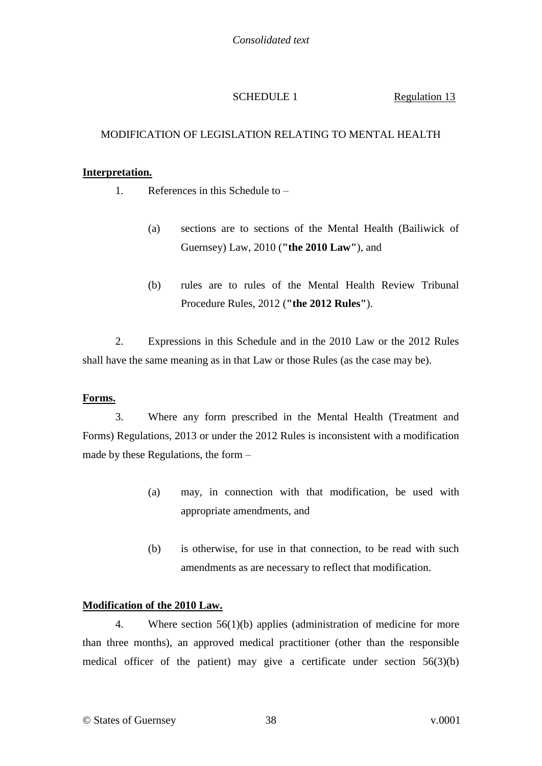*Consolidated text*

SCHEDULE 1 Regulation 13

MODIFICATION OF LEGISLATION RELATING TO MENTAL HEALTH

**Interpretation.**

1. References in this Schedule to –

   (a) sections are to sections of the Mental Health (Bailiwick of Guernsey) Law, 2010 (**"the 2010 Law"**), and

   (b) rules are to rules of the Mental Health Review Tribunal Procedure Rules, 2012 (**"the 2012 Rules"**).

2. Expressions in this Schedule and in the 2010 Law or the 2012 Rules shall have the same meaning as in that Law or those Rules (as the case may be).

**Forms.**

3. Where any form prescribed in the Mental Health (Treatment and Forms) Regulations, 2013 or under the 2012 Rules is inconsistent with a modification made by these Regulations, the form –

   (a) may, in connection with that modification, be used with appropriate amendments, and

   (b) is otherwise, for use in that connection, to be read with such amendments as are necessary to reflect that modification.

**Modification of the 2010 Law.**

4. Where section 56(1)(b) applies (administration of medicine for more than three months), an approved medical practitioner (other than the responsible medical officer of the patient) may give a certificate under section 56(3)(b)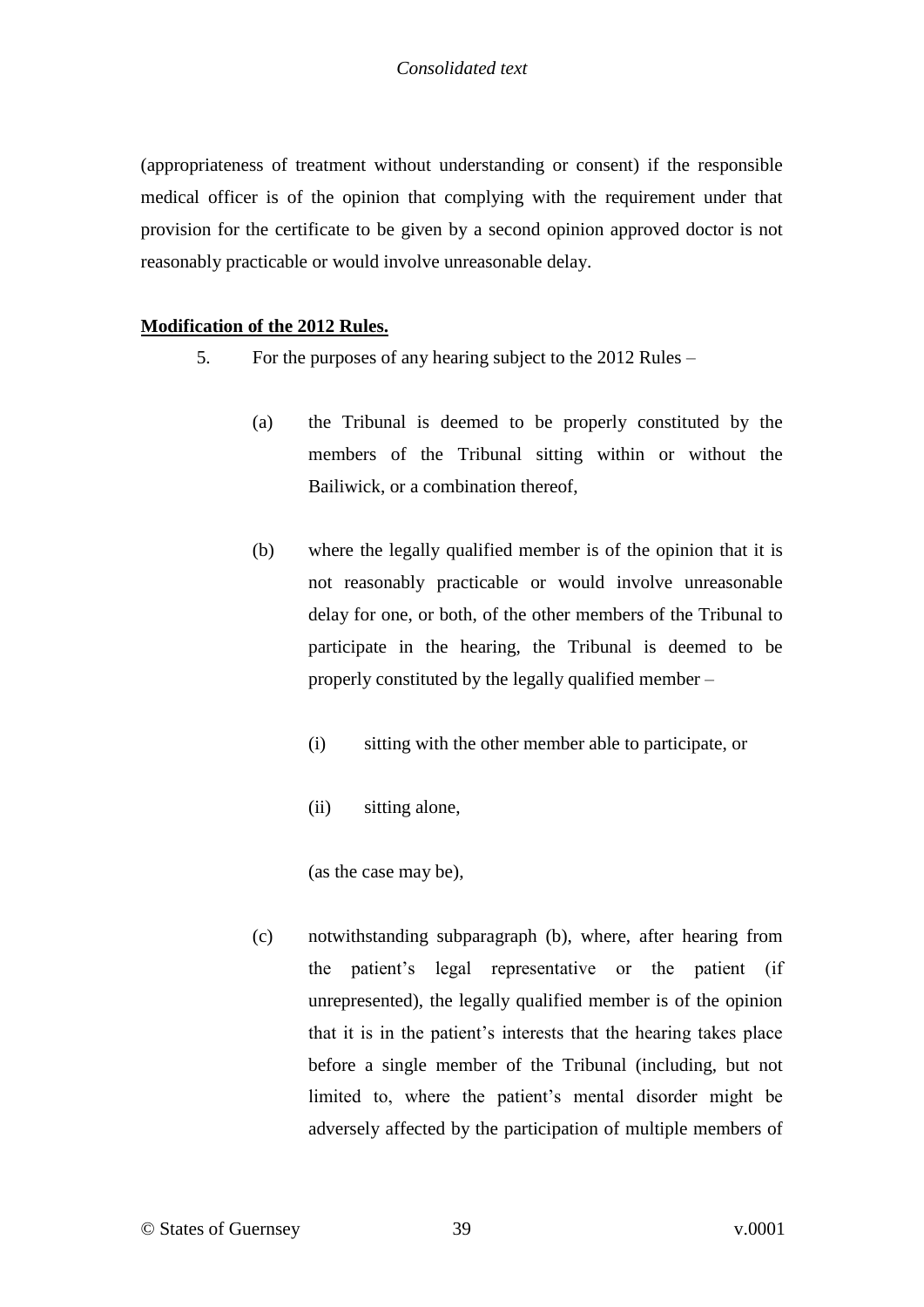(appropriateness of treatment without understanding or consent) if the responsible medical officer is of the opinion that complying with the requirement under that provision for the certificate to be given by a second opinion approved doctor is not reasonably practicable or would involve unreasonable delay.

**Modification of the 2012 Rules.**

5. For the purposes of any hearing subject to the 2012 Rules –

   (a) the Tribunal is deemed to be properly constituted by the members of the Tribunal sitting within or without the Bailiwick, or a combination thereof,

   (b) where the legally qualified member is of the opinion that it is not reasonably practicable or would involve unreasonable delay for one, or both, of the other members of the Tribunal to participate in the hearing, the Tribunal is deemed to be properly constituted by the legally qualified member –

      (i) sitting with the other member able to participate, or

      (ii) sitting alone,

      (as the case may be),

   (c) notwithstanding subparagraph (b), where, after hearing from the patient's legal representative or the patient (if unrepresented), the legally qualified member is of the opinion that it is in the patient's interests that the hearing takes place before a single member of the Tribunal (including, but not limited to, where the patient's mental disorder might be adversely affected by the participation of multiple members of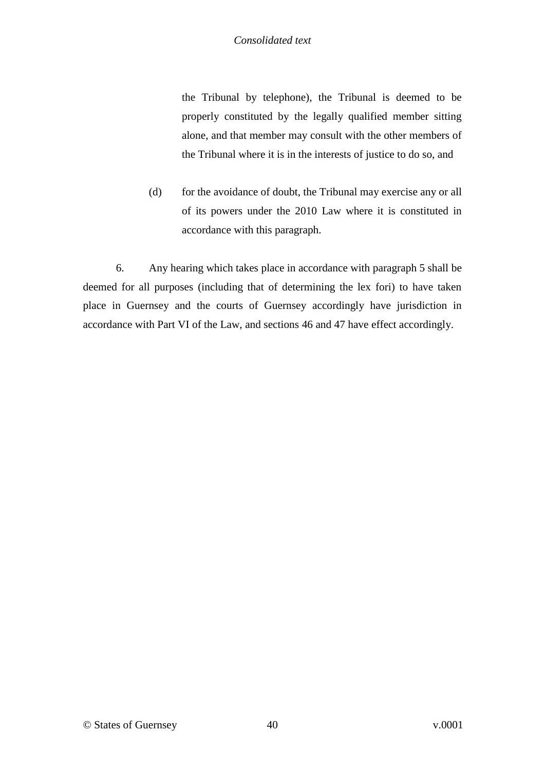the Tribunal by telephone), the Tribunal is deemed to be properly constituted by the legally qualified member sitting alone, and that member may consult with the other members of the Tribunal where it is in the interests of justice to do so, and

(d) for the avoidance of doubt, the Tribunal may exercise any or all of its powers under the 2010 Law where it is constituted in accordance with this paragraph.

6. Any hearing which takes place in accordance with paragraph 5 shall be deemed for all purposes (including that of determining the lex fori) to have taken place in Guernsey and the courts of Guernsey accordingly have jurisdiction in accordance with Part VI of the Law, and sections 46 and 47 have effect accordingly.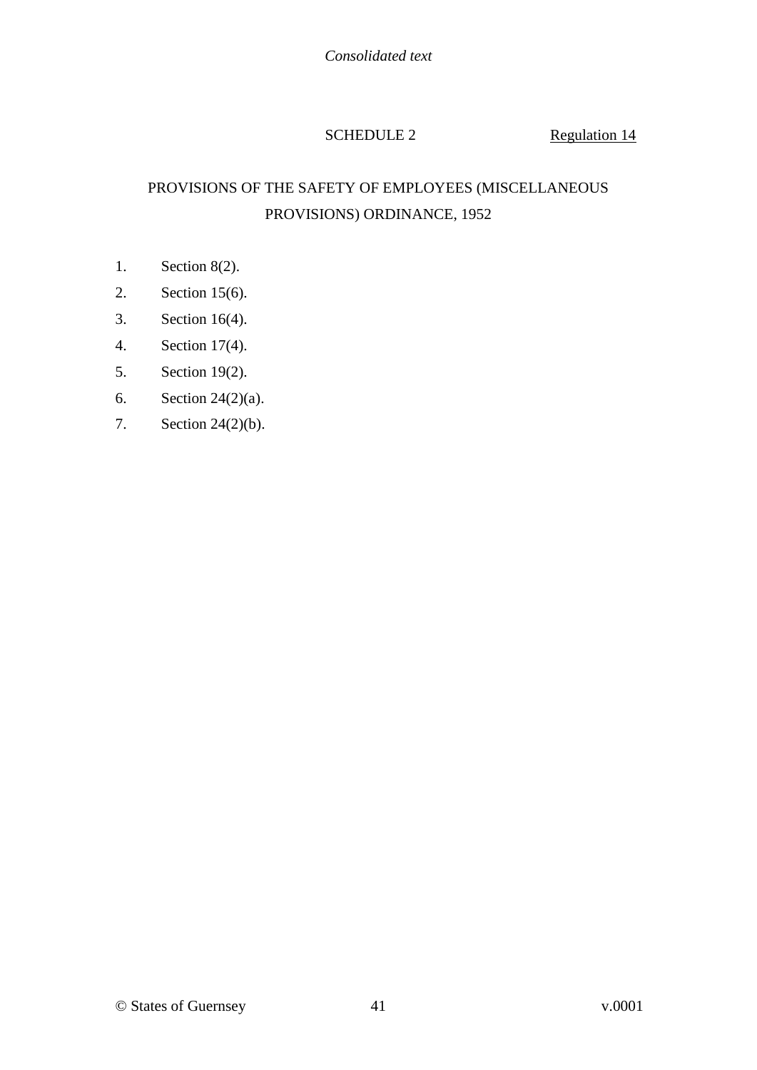SCHEDULE 2 Regulation 14

## PROVISIONS OF THE SAFETY OF EMPLOYEES (MISCELLANEOUS PROVISIONS) ORDINANCE, 1952

1. Section 8(2).
2. Section 15(6).
3. Section 16(4).
4. Section 17(4).
5. Section 19(2).
6. Section 24(2)(a).
7. Section 24(2)(b).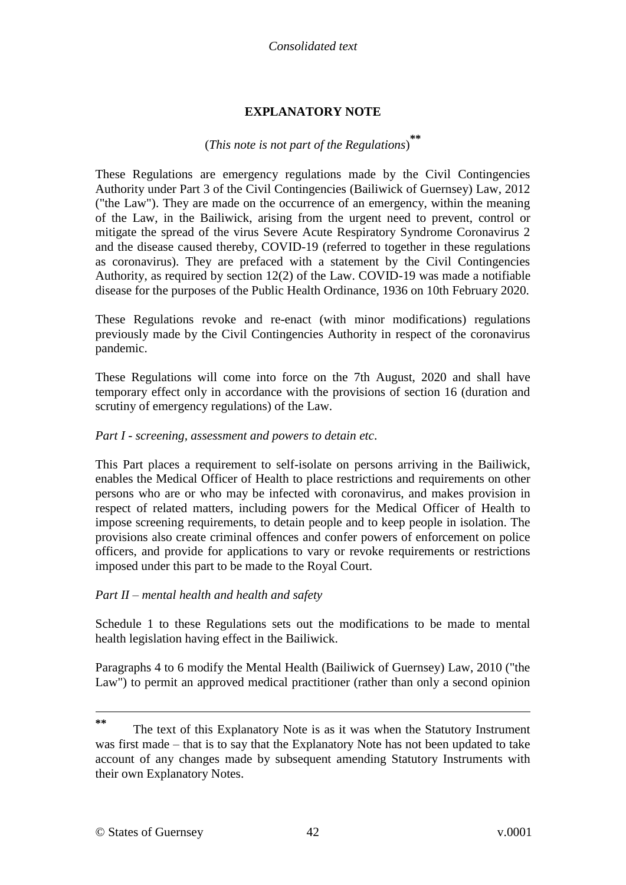*Consolidated text*

## EXPLANATORY NOTE

(*This note is not part of the Regulations*)[**]

These Regulations are emergency regulations made by the Civil Contingencies Authority under Part 3 of the Civil Contingencies (Bailiwick of Guernsey) Law, 2012 ("the Law"). They are made on the occurrence of an emergency, within the meaning of the Law, in the Bailiwick, arising from the urgent need to prevent, control or mitigate the spread of the virus Severe Acute Respiratory Syndrome Coronavirus 2 and the disease caused thereby, COVID-19 (referred to together in these regulations as coronavirus). They are prefaced with a statement by the Civil Contingencies Authority, as required by section 12(2) of the Law. COVID-19 was made a notifiable disease for the purposes of the Public Health Ordinance, 1936 on 10th February 2020.

These Regulations revoke and re-enact (with minor modifications) regulations previously made by the Civil Contingencies Authority in respect of the coronavirus pandemic.

These Regulations will come into force on the 7th August, 2020 and shall have temporary effect only in accordance with the provisions of section 16 (duration and scrutiny of emergency regulations) of the Law.

*Part I - screening, assessment and powers to detain etc*.

This Part places a requirement to self-isolate on persons arriving in the Bailiwick, enables the Medical Officer of Health to place restrictions and requirements on other persons who are or who may be infected with coronavirus, and makes provision in respect of related matters, including powers for the Medical Officer of Health to impose screening requirements, to detain people and to keep people in isolation. The provisions also create criminal offences and confer powers of enforcement on police officers, and provide for applications to vary or revoke requirements or restrictions imposed under this part to be made to the Royal Court.

*Part II – mental health and health and safety*

Schedule 1 to these Regulations sets out the modifications to be made to mental health legislation having effect in the Bailiwick.

Paragraphs 4 to 6 modify the Mental Health (Bailiwick of Guernsey) Law, 2010 ("the Law") to permit an approved medical practitioner (rather than only a second opinion

---

[**] The text of this Explanatory Note is as it was when the Statutory Instrument was first made – that is to say that the Explanatory Note has not been updated to take account of any changes made by subsequent amending Statutory Instruments with their own Explanatory Notes.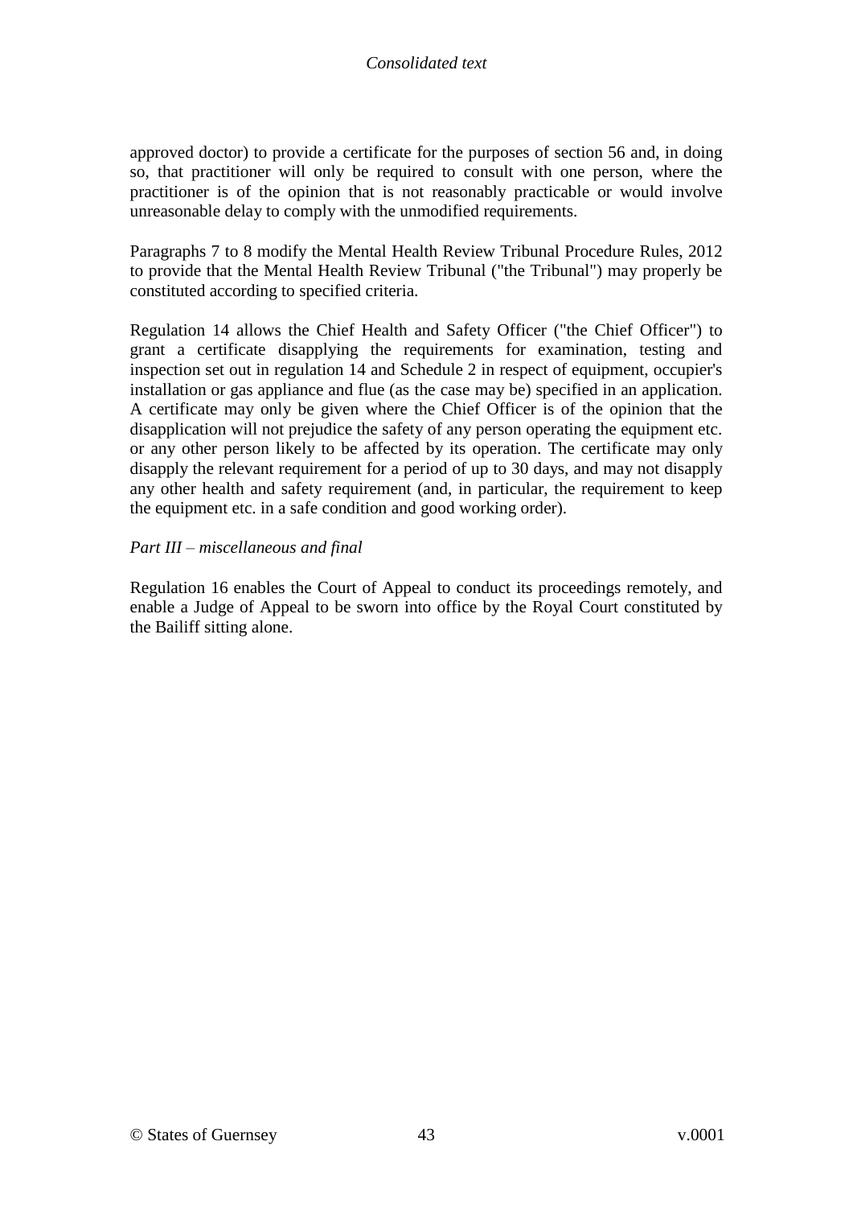approved doctor) to provide a certificate for the purposes of section 56 and, in doing so, that practitioner will only be required to consult with one person, where the practitioner is of the opinion that is not reasonably practicable or would involve unreasonable delay to comply with the unmodified requirements.

Paragraphs 7 to 8 modify the Mental Health Review Tribunal Procedure Rules, 2012 to provide that the Mental Health Review Tribunal ("the Tribunal") may properly be constituted according to specified criteria.

Regulation 14 allows the Chief Health and Safety Officer ("the Chief Officer") to grant a certificate disapplying the requirements for examination, testing and inspection set out in regulation 14 and Schedule 2 in respect of equipment, occupier's installation or gas appliance and flue (as the case may be) specified in an application. A certificate may only be given where the Chief Officer is of the opinion that the disapplication will not prejudice the safety of any person operating the equipment etc. or any other person likely to be affected by its operation. The certificate may only disapply the relevant requirement for a period of up to 30 days, and may not disapply any other health and safety requirement (and, in particular, the requirement to keep the equipment etc. in a safe condition and good working order).

*Part III – miscellaneous and final*

Regulation 16 enables the Court of Appeal to conduct its proceedings remotely, and enable a Judge of Appeal to be sworn into office by the Royal Court constituted by the Bailiff sitting alone.